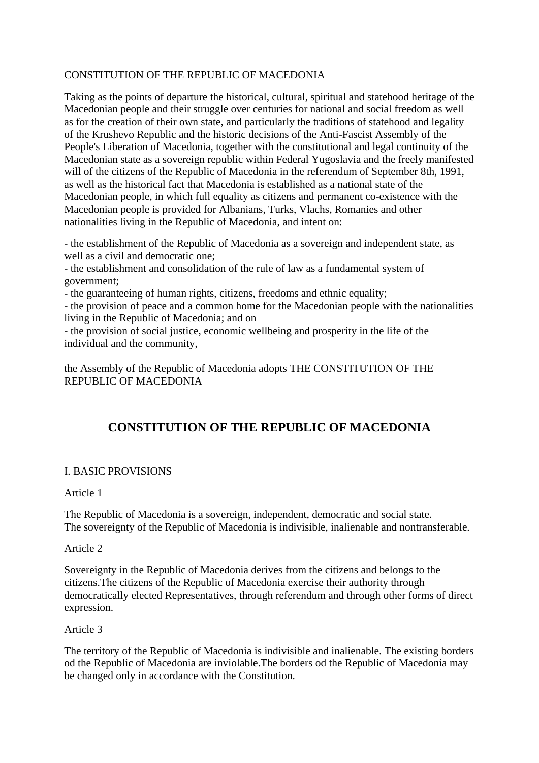CONSTITUTION OF THE REPUBLIC OF MACEDONIA

Taking as the points of departure the historical, cultural, spiritual and statehood heritage of the Macedonian people and their struggle over centuries for national and social freedom as well as for the creation of their own state, and particularly the traditions of statehood and legality of the Krushevo Republic and the historic decisions of the Anti-Fascist Assembly of the People's Liberation of Macedonia, together with the constitutional and legal continuity of the Macedonian state as a sovereign republic within Federal Yugoslavia and the freely manifested will of the citizens of the Republic of Macedonia in the referendum of September 8th, 1991, as well as the historical fact that Macedonia is established as a national state of the Macedonian people, in which full equality as citizens and permanent co-existence with the Macedonian people is provided for Albanians, Turks, Vlachs, Romanies and other nationalities living in the Republic of Macedonia, and intent on:

- the establishment of the Republic of Macedonia as a sovereign and independent state, as well as a civil and democratic one;
- the establishment and consolidation of the rule of law as a fundamental system of government;
- the guaranteeing of human rights, citizens, freedoms and ethnic equality;
- the provision of peace and a common home for the Macedonian people with the nationalities living in the Republic of Macedonia; and on
- the provision of social justice, economic wellbeing and prosperity in the life of the individual and the community,

the Assembly of the Republic of Macedonia adopts THE CONSTITUTION OF THE REPUBLIC OF MACEDONIA

# CONSTITUTION OF THE REPUBLIC OF MACEDONIA

## I. BASIC PROVISIONS

Article 1

The Republic of Macedonia is a sovereign, independent, democratic and social state.
The sovereignty of the Republic of Macedonia is indivisible, inalienable and nontransferable.

Article 2

Sovereignty in the Republic of Macedonia derives from the citizens and belongs to the citizens.The citizens of the Republic of Macedonia exercise their authority through democratically elected Representatives, through referendum and through other forms of direct expression.

Article 3

The territory of the Republic of Macedonia is indivisible and inalienable. The existing borders od the Republic of Macedonia are inviolable.The borders od the Republic of Macedonia may be changed only in accordance with the Constitution.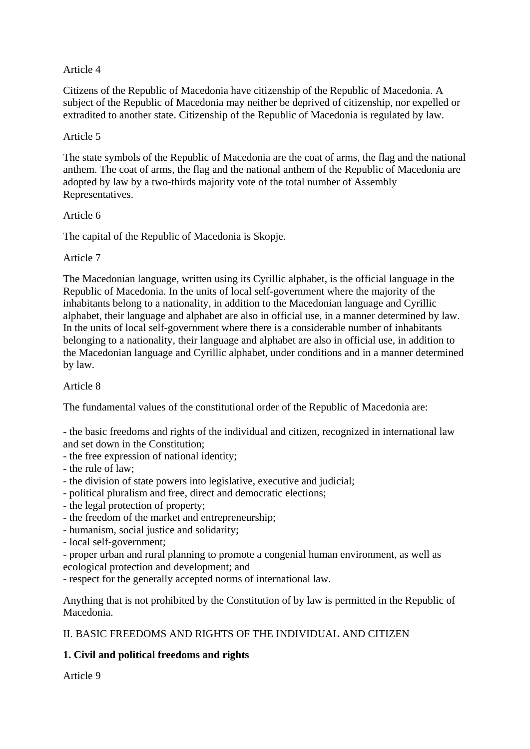Article 4

Citizens of the Republic of Macedonia have citizenship of the Republic of Macedonia. A subject of the Republic of Macedonia may neither be deprived of citizenship, nor expelled or extradited to another state. Citizenship of the Republic of Macedonia is regulated by law.

Article 5

The state symbols of the Republic of Macedonia are the coat of arms, the flag and the national anthem. The coat of arms, the flag and the national anthem of the Republic of Macedonia are adopted by law by a two-thirds majority vote of the total number of Assembly Representatives.

Article 6

The capital of the Republic of Macedonia is Skopje.

Article 7

The Macedonian language, written using its Cyrillic alphabet, is the official language in the Republic of Macedonia. In the units of local self-government where the majority of the inhabitants belong to a nationality, in addition to the Macedonian language and Cyrillic alphabet, their language and alphabet are also in official use, in a manner determined by law. In the units of local self-government where there is a considerable number of inhabitants belonging to a nationality, their language and alphabet are also in official use, in addition to the Macedonian language and Cyrillic alphabet, under conditions and in a manner determined by law.

Article 8

The fundamental values of the constitutional order of the Republic of Macedonia are:

- the basic freedoms and rights of the individual and citizen, recognized in international law and set down in the Constitution;
- the free expression of national identity;
- the rule of law;
- the division of state powers into legislative, executive and judicial;
- political pluralism and free, direct and democratic elections;
- the legal protection of property;
- the freedom of the market and entrepreneurship;
- humanism, social justice and solidarity;
- local self-government;
- proper urban and rural planning to promote a congenial human environment, as well as ecological protection and development; and
- respect for the generally accepted norms of international law.

Anything that is not prohibited by the Constitution of by law is permitted in the Republic of Macedonia.

II. BASIC FREEDOMS AND RIGHTS OF THE INDIVIDUAL AND CITIZEN

**1. Civil and political freedoms and rights**

Article 9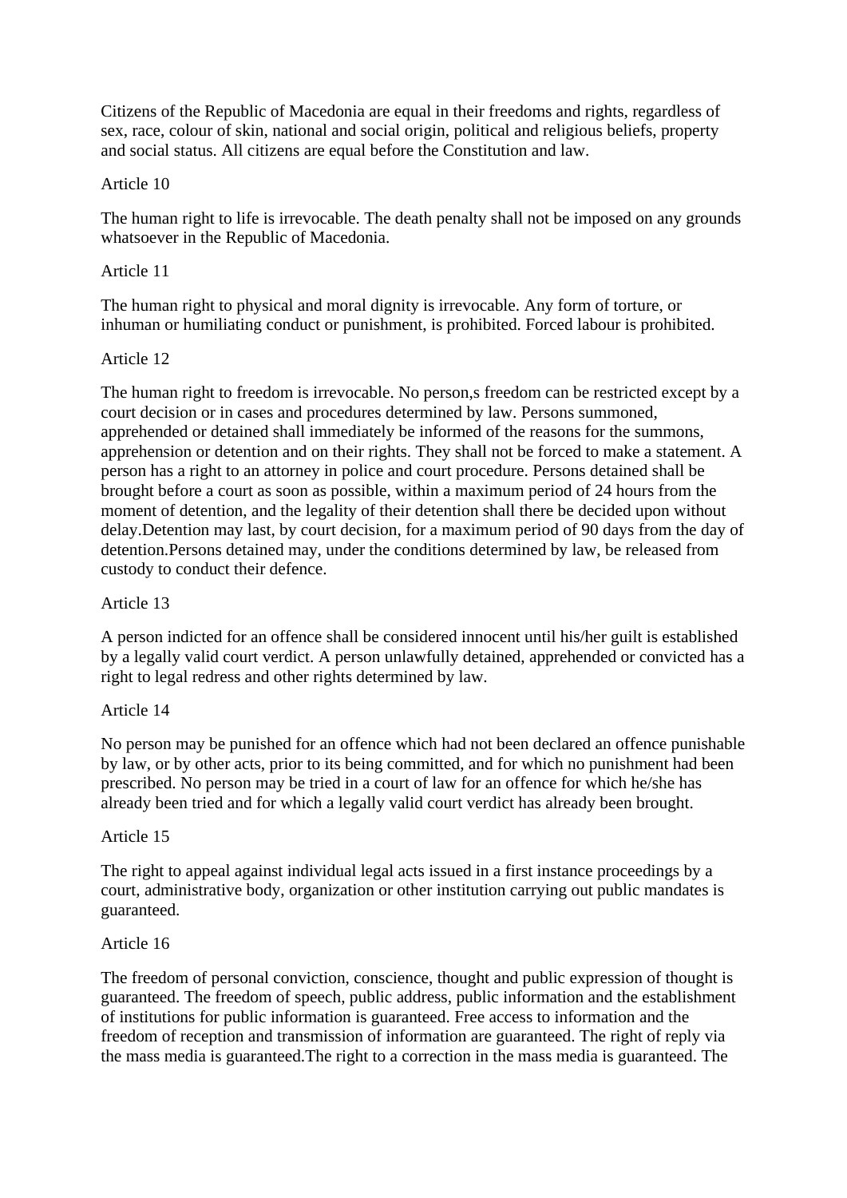Citizens of the Republic of Macedonia are equal in their freedoms and rights, regardless of sex, race, colour of skin, national and social origin, political and religious beliefs, property and social status. All citizens are equal before the Constitution and law.

Article 10

The human right to life is irrevocable. The death penalty shall not be imposed on any grounds whatsoever in the Republic of Macedonia.

Article 11

The human right to physical and moral dignity is irrevocable. Any form of torture, or inhuman or humiliating conduct or punishment, is prohibited. Forced labour is prohibited.

Article 12

The human right to freedom is irrevocable. No person,s freedom can be restricted except by a court decision or in cases and procedures determined by law. Persons summoned, apprehended or detained shall immediately be informed of the reasons for the summons, apprehension or detention and on their rights. They shall not be forced to make a statement. A person has a right to an attorney in police and court procedure. Persons detained shall be brought before a court as soon as possible, within a maximum period of 24 hours from the moment of detention, and the legality of their detention shall there be decided upon without delay.Detention may last, by court decision, for a maximum period of 90 days from the day of detention.Persons detained may, under the conditions determined by law, be released from custody to conduct their defence.

Article 13

A person indicted for an offence shall be considered innocent until his/her guilt is established by a legally valid court verdict. A person unlawfully detained, apprehended or convicted has a right to legal redress and other rights determined by law.

Article 14

No person may be punished for an offence which had not been declared an offence punishable by law, or by other acts, prior to its being committed, and for which no punishment had been prescribed. No person may be tried in a court of law for an offence for which he/she has already been tried and for which a legally valid court verdict has already been brought.

Article 15

The right to appeal against individual legal acts issued in a first instance proceedings by a court, administrative body, organization or other institution carrying out public mandates is guaranteed.

Article 16

The freedom of personal conviction, conscience, thought and public expression of thought is guaranteed. The freedom of speech, public address, public information and the establishment of institutions for public information is guaranteed. Free access to information and the freedom of reception and transmission of information are guaranteed. The right of reply via the mass media is guaranteed.The right to a correction in the mass media is guaranteed. The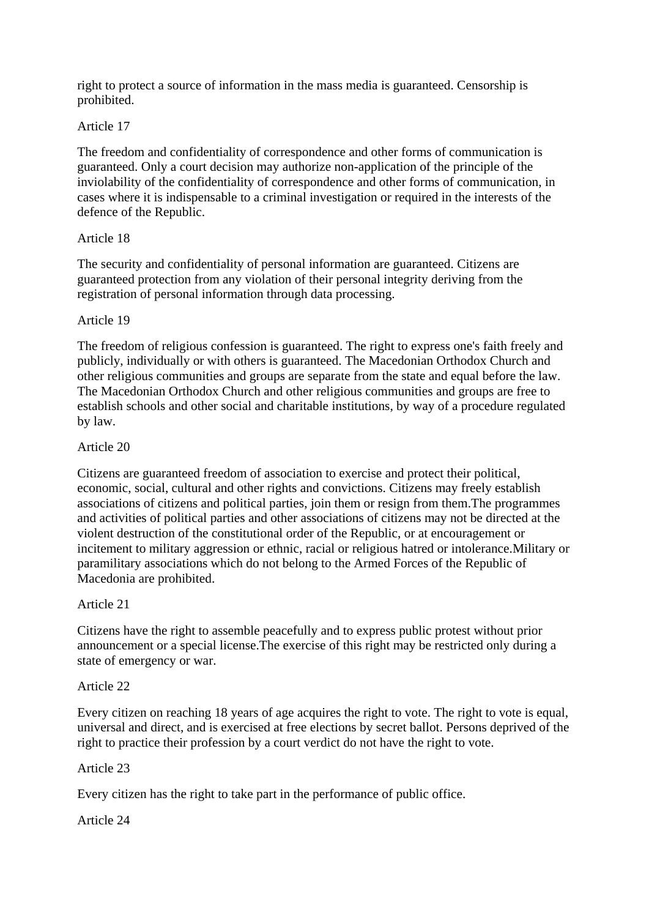right to protect a source of information in the mass media is guaranteed. Censorship is prohibited.

Article 17

The freedom and confidentiality of correspondence and other forms of communication is guaranteed. Only a court decision may authorize non-application of the principle of the inviolability of the confidentiality of correspondence and other forms of communication, in cases where it is indispensable to a criminal investigation or required in the interests of the defence of the Republic.

Article 18

The security and confidentiality of personal information are guaranteed. Citizens are guaranteed protection from any violation of their personal integrity deriving from the registration of personal information through data processing.

Article 19

The freedom of religious confession is guaranteed. The right to express one's faith freely and publicly, individually or with others is guaranteed. The Macedonian Orthodox Church and other religious communities and groups are separate from the state and equal before the law. The Macedonian Orthodox Church and other religious communities and groups are free to establish schools and other social and charitable institutions, by way of a procedure regulated by law.

Article 20

Citizens are guaranteed freedom of association to exercise and protect their political, economic, social, cultural and other rights and convictions. Citizens may freely establish associations of citizens and political parties, join them or resign from them.The programmes and activities of political parties and other associations of citizens may not be directed at the violent destruction of the constitutional order of the Republic, or at encouragement or incitement to military aggression or ethnic, racial or religious hatred or intolerance.Military or paramilitary associations which do not belong to the Armed Forces of the Republic of Macedonia are prohibited.

Article 21

Citizens have the right to assemble peacefully and to express public protest without prior announcement or a special license.The exercise of this right may be restricted only during a state of emergency or war.

Article 22

Every citizen on reaching 18 years of age acquires the right to vote. The right to vote is equal, universal and direct, and is exercised at free elections by secret ballot. Persons deprived of the right to practice their profession by a court verdict do not have the right to vote.

Article 23

Every citizen has the right to take part in the performance of public office.

Article 24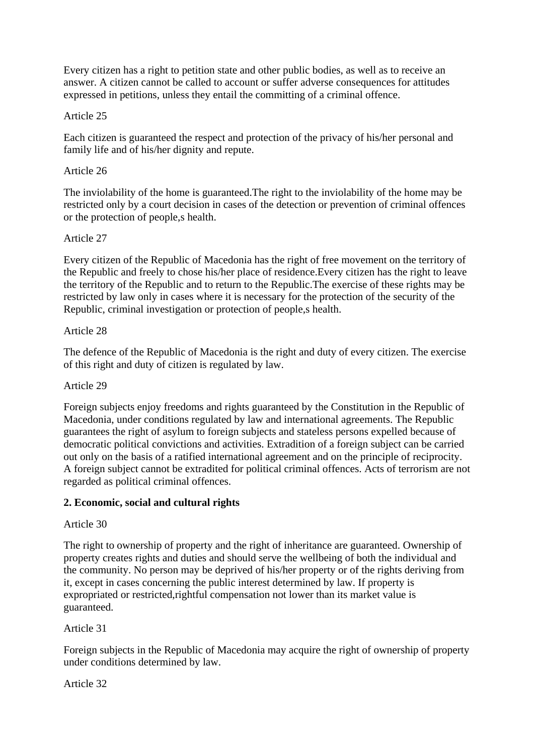Every citizen has a right to petition state and other public bodies, as well as to receive an answer. A citizen cannot be called to account or suffer adverse consequences for attitudes expressed in petitions, unless they entail the committing of a criminal offence.

Article 25

Each citizen is guaranteed the respect and protection of the privacy of his/her personal and family life and of his/her dignity and repute.

Article 26

The inviolability of the home is guaranteed.The right to the inviolability of the home may be restricted only by a court decision in cases of the detection or prevention of criminal offences or the protection of people,s health.

Article 27

Every citizen of the Republic of Macedonia has the right of free movement on the territory of the Republic and freely to chose his/her place of residence.Every citizen has the right to leave the territory of the Republic and to return to the Republic.The exercise of these rights may be restricted by law only in cases where it is necessary for the protection of the security of the Republic, criminal investigation or protection of people,s health.

Article 28

The defence of the Republic of Macedonia is the right and duty of every citizen. The exercise of this right and duty of citizen is regulated by law.

Article 29

Foreign subjects enjoy freedoms and rights guaranteed by the Constitution in the Republic of Macedonia, under conditions regulated by law and international agreements. The Republic guarantees the right of asylum to foreign subjects and stateless persons expelled because of democratic political convictions and activities. Extradition of a foreign subject can be carried out only on the basis of a ratified international agreement and on the principle of reciprocity. A foreign subject cannot be extradited for political criminal offences. Acts of terrorism are not regarded as political criminal offences.

**2. Economic, social and cultural rights**

Article 30

The right to ownership of property and the right of inheritance are guaranteed. Ownership of property creates rights and duties and should serve the wellbeing of both the individual and the community. No person may be deprived of his/her property or of the rights deriving from it, except in cases concerning the public interest determined by law. If property is expropriated or restricted,rightful compensation not lower than its market value is guaranteed.

Article 31

Foreign subjects in the Republic of Macedonia may acquire the right of ownership of property under conditions determined by law.

Article 32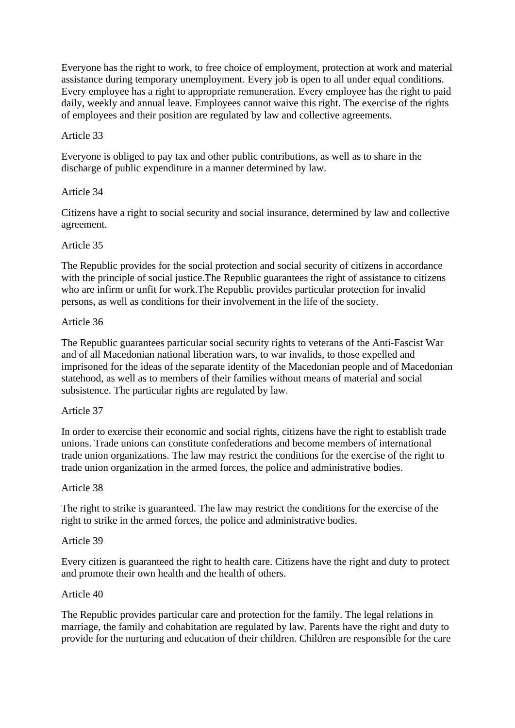Everyone has the right to work, to free choice of employment, protection at work and material assistance during temporary unemployment. Every job is open to all under equal conditions. Every employee has a right to appropriate remuneration. Every employee has the right to paid daily, weekly and annual leave. Employees cannot waive this right. The exercise of the rights of employees and their position are regulated by law and collective agreements.

Article 33

Everyone is obliged to pay tax and other public contributions, as well as to share in the discharge of public expenditure in a manner determined by law.

Article 34

Citizens have a right to social security and social insurance, determined by law and collective agreement.

Article 35

The Republic provides for the social protection and social security of citizens in accordance with the principle of social justice.The Republic guarantees the right of assistance to citizens who are infirm or unfit for work.The Republic provides particular protection for invalid persons, as well as conditions for their involvement in the life of the society.

Article 36

The Republic guarantees particular social security rights to veterans of the Anti-Fascist War and of all Macedonian national liberation wars, to war invalids, to those expelled and imprisoned for the ideas of the separate identity of the Macedonian people and of Macedonian statehood, as well as to members of their families without means of material and social subsistence. The particular rights are regulated by law.

Article 37

In order to exercise their economic and social rights, citizens have the right to establish trade unions. Trade unions can constitute confederations and become members of international trade union organizations. The law may restrict the conditions for the exercise of the right to trade union organization in the armed forces, the police and administrative bodies.

Article 38

The right to strike is guaranteed. The law may restrict the conditions for the exercise of the right to strike in the armed forces, the police and administrative bodies.

Article 39

Every citizen is guaranteed the right to health care. Citizens have the right and duty to protect and promote their own health and the health of others.

Article 40

The Republic provides particular care and protection for the family. The legal relations in marriage, the family and cohabitation are regulated by law. Parents have the right and duty to provide for the nurturing and education of their children. Children are responsible for the care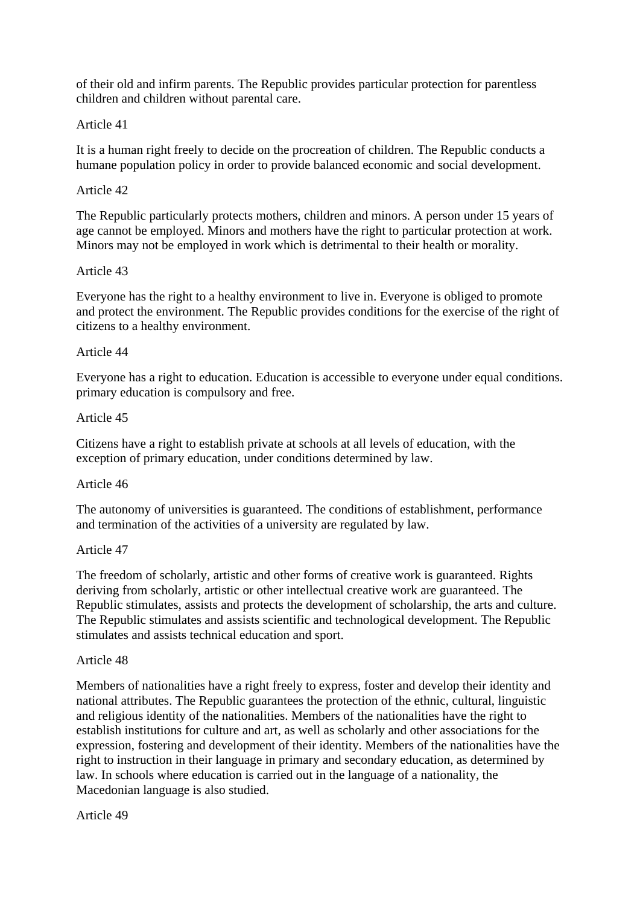of their old and infirm parents. The Republic provides particular protection for parentless children and children without parental care.

Article 41

It is a human right freely to decide on the procreation of children. The Republic conducts a humane population policy in order to provide balanced economic and social development.

Article 42

The Republic particularly protects mothers, children and minors. A person under 15 years of age cannot be employed. Minors and mothers have the right to particular protection at work. Minors may not be employed in work which is detrimental to their health or morality.

Article 43

Everyone has the right to a healthy environment to live in. Everyone is obliged to promote and protect the environment. The Republic provides conditions for the exercise of the right of citizens to a healthy environment.

Article 44

Everyone has a right to education. Education is accessible to everyone under equal conditions. primary education is compulsory and free.

Article 45

Citizens have a right to establish private at schools at all levels of education, with the exception of primary education, under conditions determined by law.

Article 46

The autonomy of universities is guaranteed. The conditions of establishment, performance and termination of the activities of a university are regulated by law.

Article 47

The freedom of scholarly, artistic and other forms of creative work is guaranteed. Rights deriving from scholarly, artistic or other intellectual creative work are guaranteed. The Republic stimulates, assists and protects the development of scholarship, the arts and culture. The Republic stimulates and assists scientific and technological development. The Republic stimulates and assists technical education and sport.

Article 48

Members of nationalities have a right freely to express, foster and develop their identity and national attributes. The Republic guarantees the protection of the ethnic, cultural, linguistic and religious identity of the nationalities. Members of the nationalities have the right to establish institutions for culture and art, as well as scholarly and other associations for the expression, fostering and development of their identity. Members of the nationalities have the right to instruction in their language in primary and secondary education, as determined by law. In schools where education is carried out in the language of a nationality, the Macedonian language is also studied.

Article 49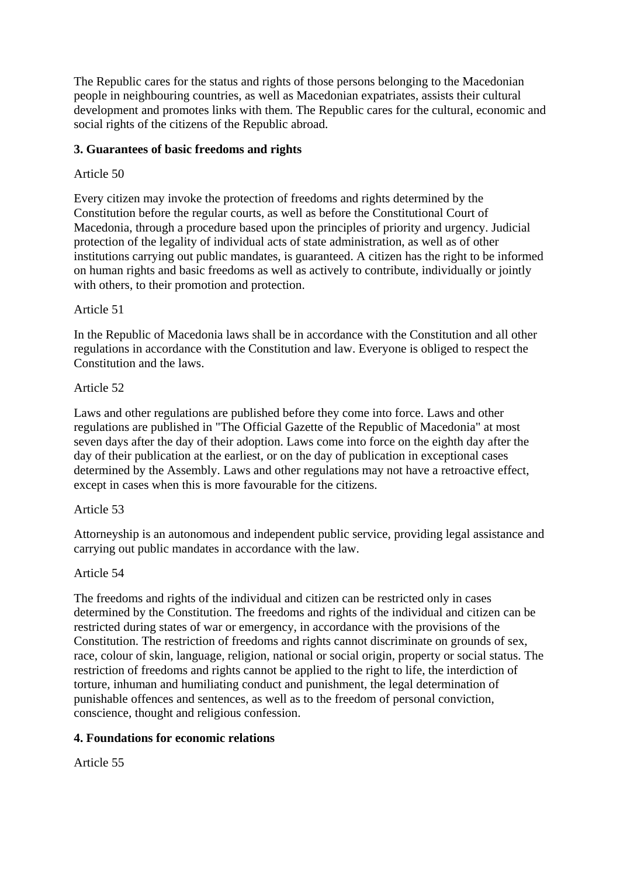The Republic cares for the status and rights of those persons belonging to the Macedonian people in neighbouring countries, as well as Macedonian expatriates, assists their cultural development and promotes links with them. The Republic cares for the cultural, economic and social rights of the citizens of the Republic abroad.

### 3. Guarantees of basic freedoms and rights

Article 50

Every citizen may invoke the protection of freedoms and rights determined by the Constitution before the regular courts, as well as before the Constitutional Court of Macedonia, through a procedure based upon the principles of priority and urgency. Judicial protection of the legality of individual acts of state administration, as well as of other institutions carrying out public mandates, is guaranteed. A citizen has the right to be informed on human rights and basic freedoms as well as actively to contribute, individually or jointly with others, to their promotion and protection.

Article 51

In the Republic of Macedonia laws shall be in accordance with the Constitution and all other regulations in accordance with the Constitution and law. Everyone is obliged to respect the Constitution and the laws.

Article 52

Laws and other regulations are published before they come into force. Laws and other regulations are published in "The Official Gazette of the Republic of Macedonia" at most seven days after the day of their adoption. Laws come into force on the eighth day after the day of their publication at the earliest, or on the day of publication in exceptional cases determined by the Assembly. Laws and other regulations may not have a retroactive effect, except in cases when this is more favourable for the citizens.

Article 53

Attorneyship is an autonomous and independent public service, providing legal assistance and carrying out public mandates in accordance with the law.

Article 54

The freedoms and rights of the individual and citizen can be restricted only in cases determined by the Constitution. The freedoms and rights of the individual and citizen can be restricted during states of war or emergency, in accordance with the provisions of the Constitution. The restriction of freedoms and rights cannot discriminate on grounds of sex, race, colour of skin, language, religion, national or social origin, property or social status. The restriction of freedoms and rights cannot be applied to the right to life, the interdiction of torture, inhuman and humiliating conduct and punishment, the legal determination of punishable offences and sentences, as well as to the freedom of personal conviction, conscience, thought and religious confession.

### 4. Foundations for economic relations

Article 55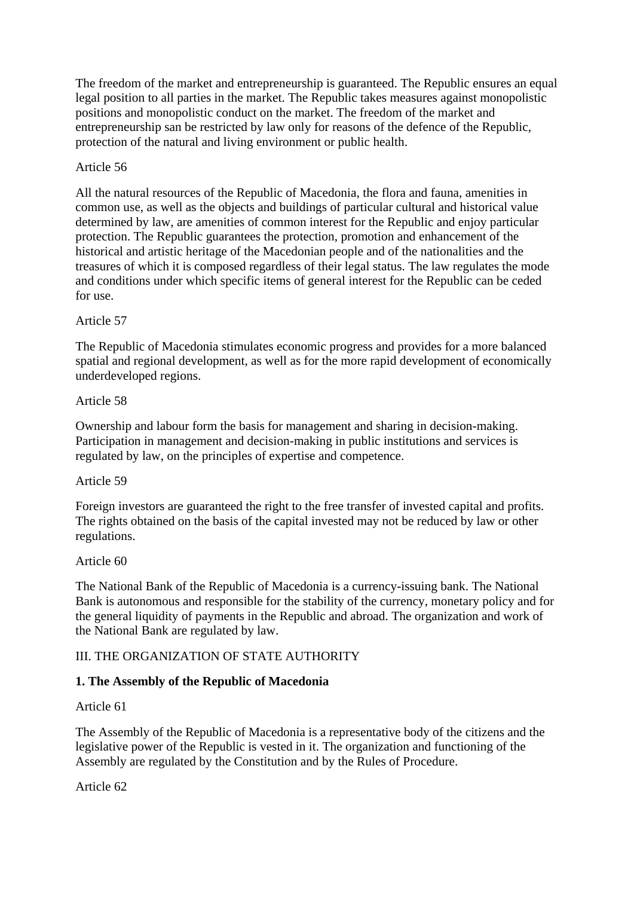The freedom of the market and entrepreneurship is guaranteed. The Republic ensures an equal legal position to all parties in the market. The Republic takes measures against monopolistic positions and monopolistic conduct on the market. The freedom of the market and entrepreneurship san be restricted by law only for reasons of the defence of the Republic, protection of the natural and living environment or public health.

Article 56

All the natural resources of the Republic of Macedonia, the flora and fauna, amenities in common use, as well as the objects and buildings of particular cultural and historical value determined by law, are amenities of common interest for the Republic and enjoy particular protection. The Republic guarantees the protection, promotion and enhancement of the historical and artistic heritage of the Macedonian people and of the nationalities and the treasures of which it is composed regardless of their legal status. The law regulates the mode and conditions under which specific items of general interest for the Republic can be ceded for use.

Article 57

The Republic of Macedonia stimulates economic progress and provides for a more balanced spatial and regional development, as well as for the more rapid development of economically underdeveloped regions.

Article 58

Ownership and labour form the basis for management and sharing in decision-making. Participation in management and decision-making in public institutions and services is regulated by law, on the principles of expertise and competence.

Article 59

Foreign investors are guaranteed the right to the free transfer of invested capital and profits. The rights obtained on the basis of the capital invested may not be reduced by law or other regulations.

Article 60

The National Bank of the Republic of Macedonia is a currency-issuing bank. The National Bank is autonomous and responsible for the stability of the currency, monetary policy and for the general liquidity of payments in the Republic and abroad. The organization and work of the National Bank are regulated by law.

III. THE ORGANIZATION OF STATE AUTHORITY

**1. The Assembly of the Republic of Macedonia**

Article 61

The Assembly of the Republic of Macedonia is a representative body of the citizens and the legislative power of the Republic is vested in it. The organization and functioning of the Assembly are regulated by the Constitution and by the Rules of Procedure.

Article 62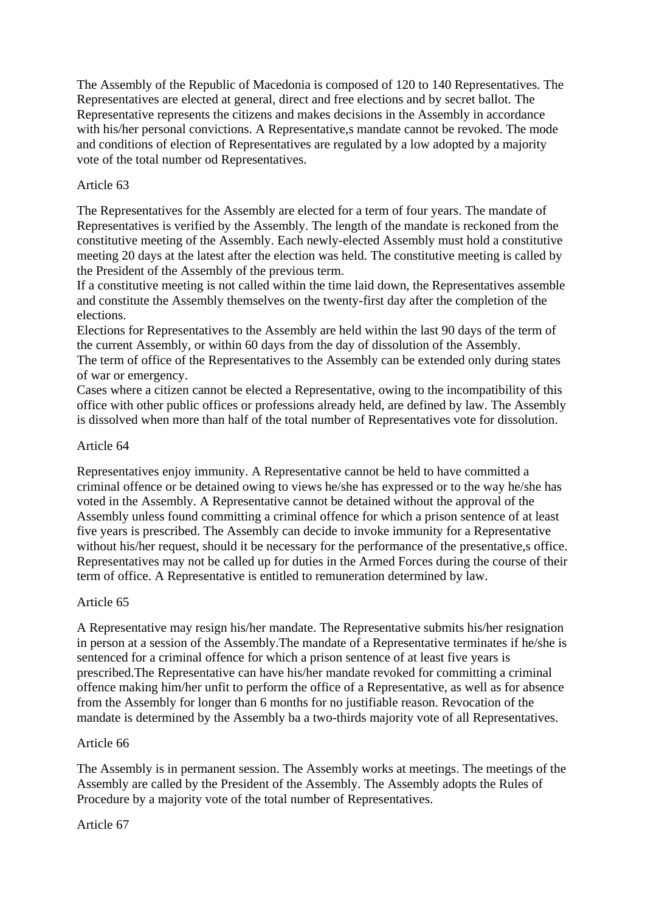The Assembly of the Republic of Macedonia is composed of 120 to 140 Representatives. The Representatives are elected at general, direct and free elections and by secret ballot. The Representative represents the citizens and makes decisions in the Assembly in accordance with his/her personal convictions. A Representative,s mandate cannot be revoked. The mode and conditions of election of Representatives are regulated by a low adopted by a majority vote of the total number od Representatives.

Article 63

The Representatives for the Assembly are elected for a term of four years. The mandate of Representatives is verified by the Assembly. The length of the mandate is reckoned from the constitutive meeting of the Assembly. Each newly-elected Assembly must hold a constitutive meeting 20 days at the latest after the election was held. The constitutive meeting is called by the President of the Assembly of the previous term.
If a constitutive meeting is not called within the time laid down, the Representatives assemble and constitute the Assembly themselves on the twenty-first day after the completion of the elections.
Elections for Representatives to the Assembly are held within the last 90 days of the term of the current Assembly, or within 60 days from the day of dissolution of the Assembly.
The term of office of the Representatives to the Assembly can be extended only during states of war or emergency.
Cases where a citizen cannot be elected a Representative, owing to the incompatibility of this office with other public offices or professions already held, are defined by law. The Assembly is dissolved when more than half of the total number of Representatives vote for dissolution.

Article 64

Representatives enjoy immunity. A Representative cannot be held to have committed a criminal offence or be detained owing to views he/she has expressed or to the way he/she has voted in the Assembly. A Representative cannot be detained without the approval of the Assembly unless found committing a criminal offence for which a prison sentence of at least five years is prescribed. The Assembly can decide to invoke immunity for a Representative without his/her request, should it be necessary for the performance of the presentative,s office. Representatives may not be called up for duties in the Armed Forces during the course of their term of office. A Representative is entitled to remuneration determined by law.

Article 65

A Representative may resign his/her mandate. The Representative submits his/her resignation in person at a session of the Assembly.The mandate of a Representative terminates if he/she is sentenced for a criminal offence for which a prison sentence of at least five years is prescribed.The Representative can have his/her mandate revoked for committing a criminal offence making him/her unfit to perform the office of a Representative, as well as for absence from the Assembly for longer than 6 months for no justifiable reason. Revocation of the mandate is determined by the Assembly ba a two-thirds majority vote of all Representatives.

Article 66

The Assembly is in permanent session. The Assembly works at meetings. The meetings of the Assembly are called by the President of the Assembly. The Assembly adopts the Rules of Procedure by a majority vote of the total number of Representatives.

Article 67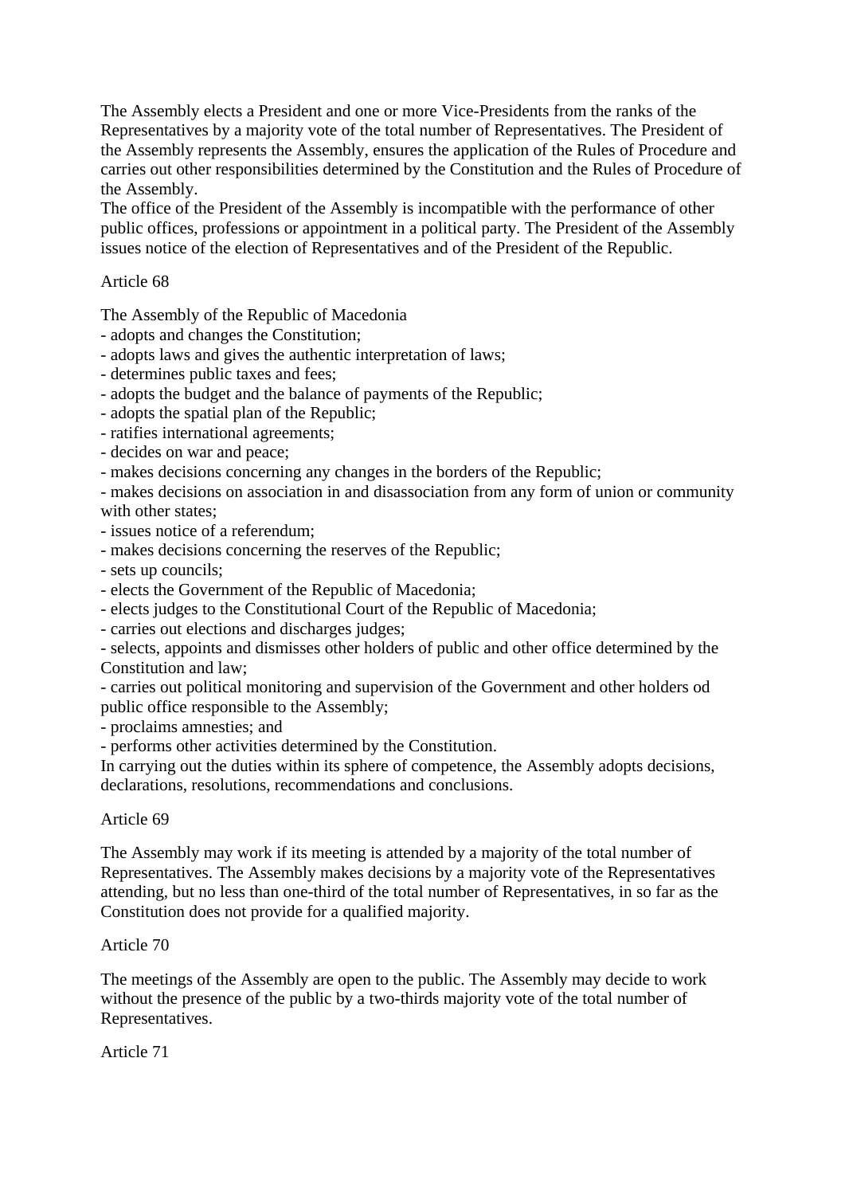The Assembly elects a President and one or more Vice-Presidents from the ranks of the Representatives by a majority vote of the total number of Representatives. The President of the Assembly represents the Assembly, ensures the application of the Rules of Procedure and carries out other responsibilities determined by the Constitution and the Rules of Procedure of the Assembly.
The office of the President of the Assembly is incompatible with the performance of other public offices, professions or appointment in a political party. The President of the Assembly issues notice of the election of Representatives and of the President of the Republic.

Article 68

The Assembly of the Republic of Macedonia
- adopts and changes the Constitution;
- adopts laws and gives the authentic interpretation of laws;
- determines public taxes and fees;
- adopts the budget and the balance of payments of the Republic;
- adopts the spatial plan of the Republic;
- ratifies international agreements;
- decides on war and peace;
- makes decisions concerning any changes in the borders of the Republic;
- makes decisions on association in and disassociation from any form of union or community with other states;
- issues notice of a referendum;
- makes decisions concerning the reserves of the Republic;
- sets up councils;
- elects the Government of the Republic of Macedonia;
- elects judges to the Constitutional Court of the Republic of Macedonia;
- carries out elections and discharges judges;
- selects, appoints and dismisses other holders of public and other office determined by the Constitution and law;
- carries out political monitoring and supervision of the Government and other holders od public office responsible to the Assembly;
- proclaims amnesties; and
- performs other activities determined by the Constitution.

In carrying out the duties within its sphere of competence, the Assembly adopts decisions, declarations, resolutions, recommendations and conclusions.

Article 69

The Assembly may work if its meeting is attended by a majority of the total number of Representatives. The Assembly makes decisions by a majority vote of the Representatives attending, but no less than one-third of the total number of Representatives, in so far as the Constitution does not provide for a qualified majority.

Article 70

The meetings of the Assembly are open to the public. The Assembly may decide to work without the presence of the public by a two-thirds majority vote of the total number of Representatives.

Article 71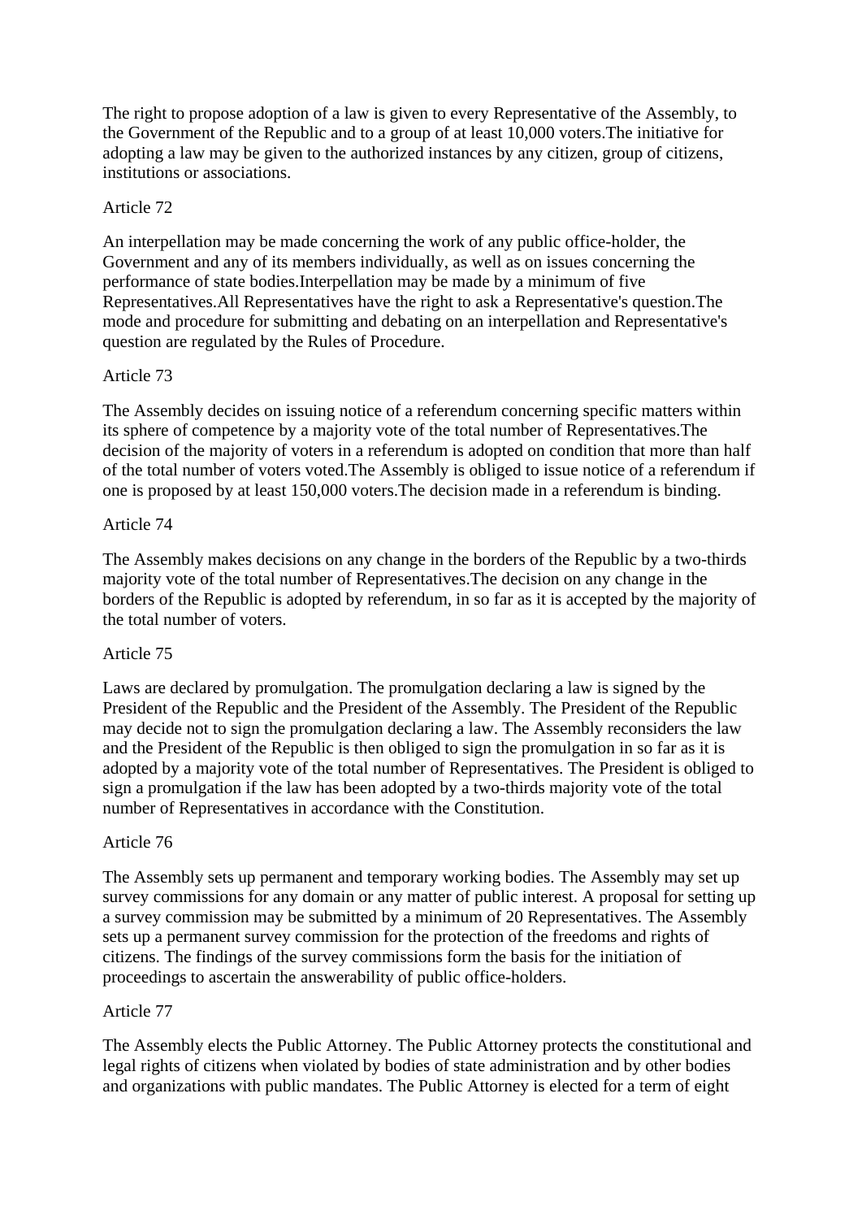The right to propose adoption of a law is given to every Representative of the Assembly, to the Government of the Republic and to a group of at least 10,000 voters.The initiative for adopting a law may be given to the authorized instances by any citizen, group of citizens, institutions or associations.

Article 72

An interpellation may be made concerning the work of any public office-holder, the Government and any of its members individually, as well as on issues concerning the performance of state bodies.Interpellation may be made by a minimum of five Representatives.All Representatives have the right to ask a Representative's question.The mode and procedure for submitting and debating on an interpellation and Representative's question are regulated by the Rules of Procedure.

Article 73

The Assembly decides on issuing notice of a referendum concerning specific matters within its sphere of competence by a majority vote of the total number of Representatives.The decision of the majority of voters in a referendum is adopted on condition that more than half of the total number of voters voted.The Assembly is obliged to issue notice of a referendum if one is proposed by at least 150,000 voters.The decision made in a referendum is binding.

Article 74

The Assembly makes decisions on any change in the borders of the Republic by a two-thirds majority vote of the total number of Representatives.The decision on any change in the borders of the Republic is adopted by referendum, in so far as it is accepted by the majority of the total number of voters.

Article 75

Laws are declared by promulgation. The promulgation declaring a law is signed by the President of the Republic and the President of the Assembly. The President of the Republic may decide not to sign the promulgation declaring a law. The Assembly reconsiders the law and the President of the Republic is then obliged to sign the promulgation in so far as it is adopted by a majority vote of the total number of Representatives. The President is obliged to sign a promulgation if the law has been adopted by a two-thirds majority vote of the total number of Representatives in accordance with the Constitution.

Article 76

The Assembly sets up permanent and temporary working bodies. The Assembly may set up survey commissions for any domain or any matter of public interest. A proposal for setting up a survey commission may be submitted by a minimum of 20 Representatives. The Assembly sets up a permanent survey commission for the protection of the freedoms and rights of citizens. The findings of the survey commissions form the basis for the initiation of proceedings to ascertain the answerability of public office-holders.

Article 77

The Assembly elects the Public Attorney. The Public Attorney protects the constitutional and legal rights of citizens when violated by bodies of state administration and by other bodies and organizations with public mandates. The Public Attorney is elected for a term of eight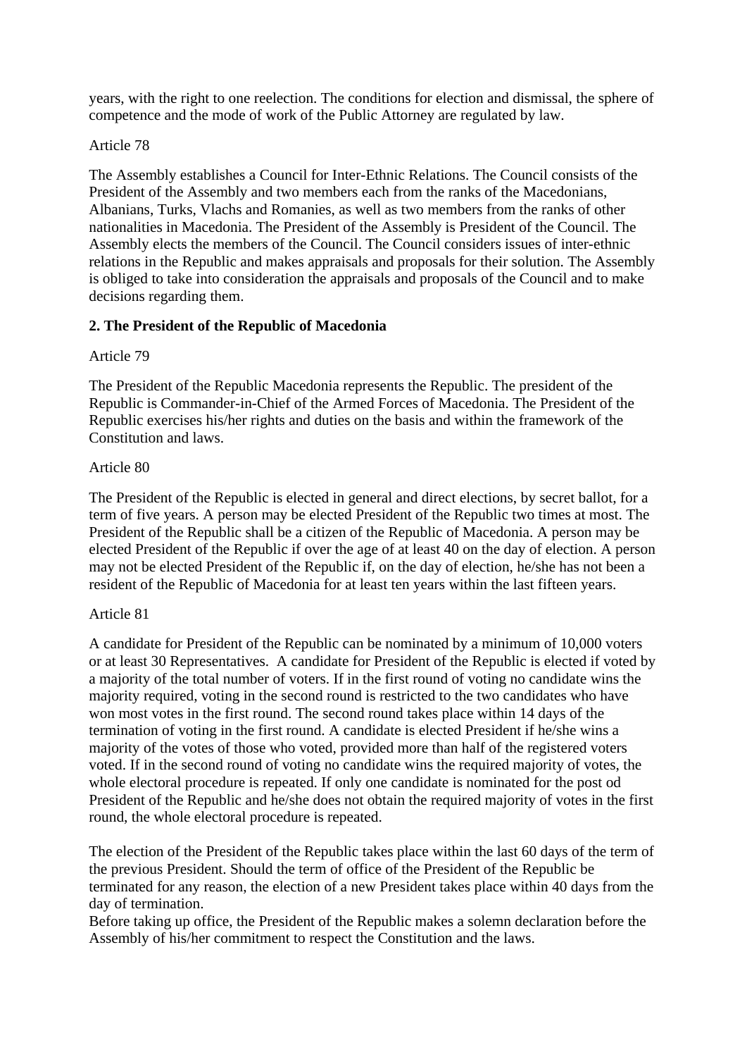years, with the right to one reelection. The conditions for election and dismissal, the sphere of competence and the mode of work of the Public Attorney are regulated by law.

Article 78

The Assembly establishes a Council for Inter-Ethnic Relations. The Council consists of the President of the Assembly and two members each from the ranks of the Macedonians, Albanians, Turks, Vlachs and Romanies, as well as two members from the ranks of other nationalities in Macedonia. The President of the Assembly is President of the Council. The Assembly elects the members of the Council. The Council considers issues of inter-ethnic relations in the Republic and makes appraisals and proposals for their solution. The Assembly is obliged to take into consideration the appraisals and proposals of the Council and to make decisions regarding them.

**2. The President of the Republic of Macedonia**

Article 79

The President of the Republic Macedonia represents the Republic. The president of the Republic is Commander-in-Chief of the Armed Forces of Macedonia. The President of the Republic exercises his/her rights and duties on the basis and within the framework of the Constitution and laws.

Article 80

The President of the Republic is elected in general and direct elections, by secret ballot, for a term of five years. A person may be elected President of the Republic two times at most. The President of the Republic shall be a citizen of the Republic of Macedonia. A person may be elected President of the Republic if over the age of at least 40 on the day of election. A person may not be elected President of the Republic if, on the day of election, he/she has not been a resident of the Republic of Macedonia for at least ten years within the last fifteen years.

Article 81

A candidate for President of the Republic can be nominated by a minimum of 10,000 voters or at least 30 Representatives. A candidate for President of the Republic is elected if voted by a majority of the total number of voters. If in the first round of voting no candidate wins the majority required, voting in the second round is restricted to the two candidates who have won most votes in the first round. The second round takes place within 14 days of the termination of voting in the first round. A candidate is elected President if he/she wins a majority of the votes of those who voted, provided more than half of the registered voters voted. If in the second round of voting no candidate wins the required majority of votes, the whole electoral procedure is repeated. If only one candidate is nominated for the post od President of the Republic and he/she does not obtain the required majority of votes in the first round, the whole electoral procedure is repeated.

The election of the President of the Republic takes place within the last 60 days of the term of the previous President. Should the term of office of the President of the Republic be terminated for any reason, the election of a new President takes place within 40 days from the day of termination.

Before taking up office, the President of the Republic makes a solemn declaration before the Assembly of his/her commitment to respect the Constitution and the laws.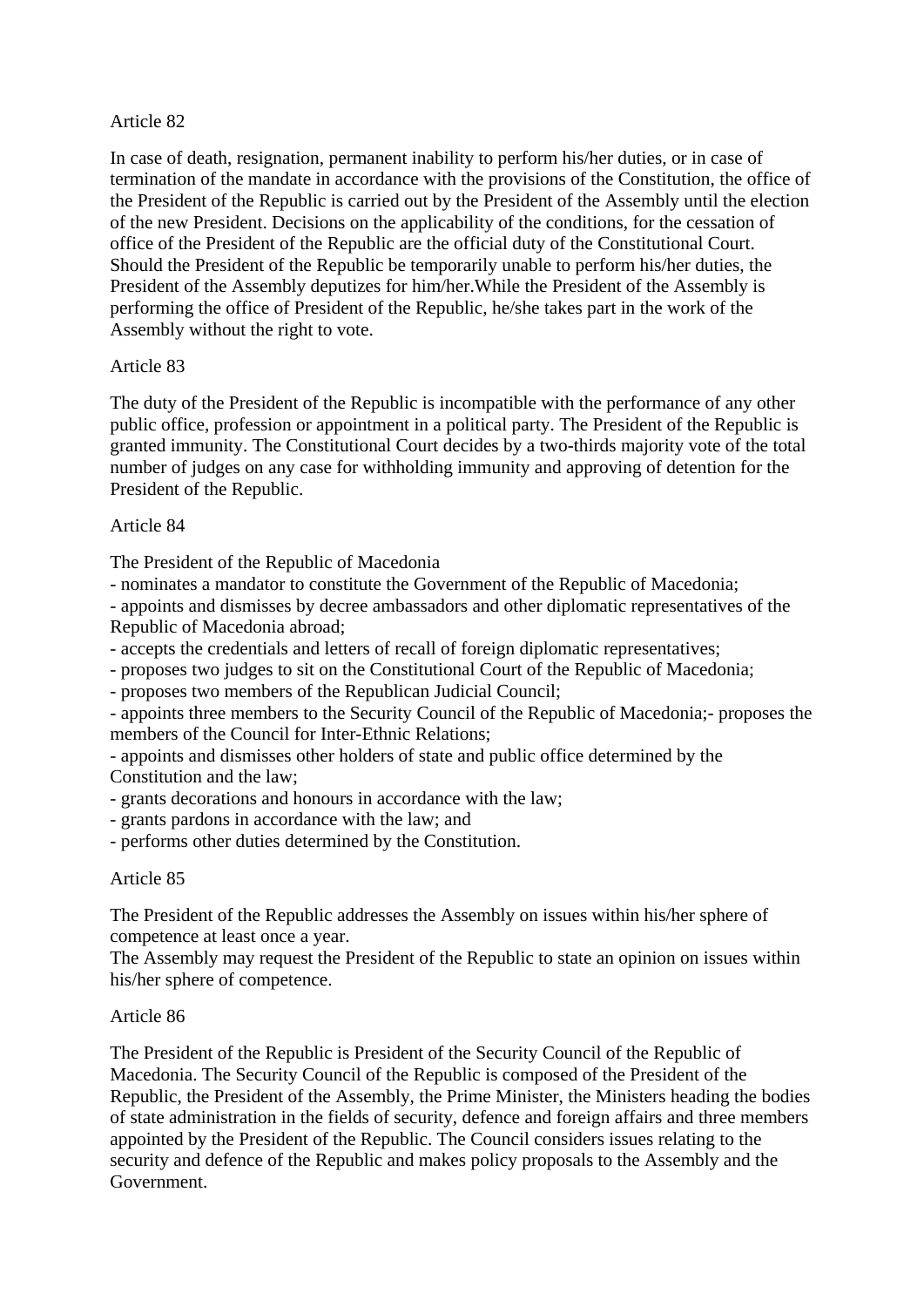Article 82

In case of death, resignation, permanent inability to perform his/her duties, or in case of termination of the mandate in accordance with the provisions of the Constitution, the office of the President of the Republic is carried out by the President of the Assembly until the election of the new President. Decisions on the applicability of the conditions, for the cessation of office of the President of the Republic are the official duty of the Constitutional Court. Should the President of the Republic be temporarily unable to perform his/her duties, the President of the Assembly deputizes for him/her.While the President of the Assembly is performing the office of President of the Republic, he/she takes part in the work of the Assembly without the right to vote.

Article 83

The duty of the President of the Republic is incompatible with the performance of any other public office, profession or appointment in a political party. The President of the Republic is granted immunity. The Constitutional Court decides by a two-thirds majority vote of the total number of judges on any case for withholding immunity and approving of detention for the President of the Republic.

Article 84

The President of the Republic of Macedonia
- nominates a mandator to constitute the Government of the Republic of Macedonia;
- appoints and dismisses by decree ambassadors and other diplomatic representatives of the Republic of Macedonia abroad;
- accepts the credentials and letters of recall of foreign diplomatic representatives;
- proposes two judges to sit on the Constitutional Court of the Republic of Macedonia;
- proposes two members of the Republican Judicial Council;
- appoints three members to the Security Council of the Republic of Macedonia;- proposes the members of the Council for Inter-Ethnic Relations;
- appoints and dismisses other holders of state and public office determined by the Constitution and the law;
- grants decorations and honours in accordance with the law;
- grants pardons in accordance with the law; and
- performs other duties determined by the Constitution.

Article 85

The President of the Republic addresses the Assembly on issues within his/her sphere of competence at least once a year.
The Assembly may request the President of the Republic to state an opinion on issues within his/her sphere of competence.

Article 86

The President of the Republic is President of the Security Council of the Republic of Macedonia. The Security Council of the Republic is composed of the President of the Republic, the President of the Assembly, the Prime Minister, the Ministers heading the bodies of state administration in the fields of security, defence and foreign affairs and three members appointed by the President of the Republic. The Council considers issues relating to the security and defence of the Republic and makes policy proposals to the Assembly and the Government.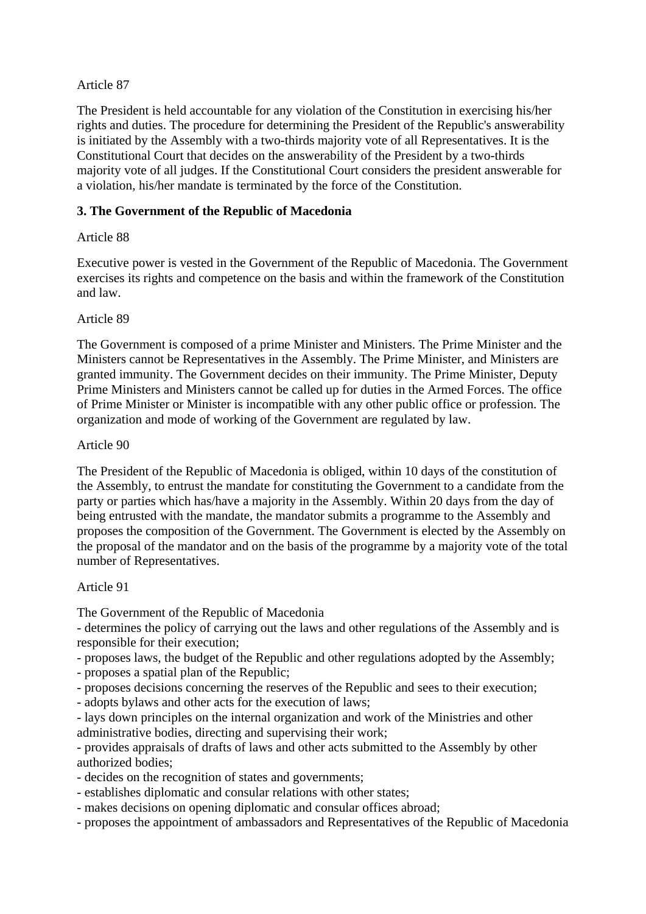Article 87

The President is held accountable for any violation of the Constitution in exercising his/her rights and duties. The procedure for determining the President of the Republic's answerability is initiated by the Assembly with a two-thirds majority vote of all Representatives. It is the Constitutional Court that decides on the answerability of the President by a two-thirds majority vote of all judges. If the Constitutional Court considers the president answerable for a violation, his/her mandate is terminated by the force of the Constitution.

### 3. The Government of the Republic of Macedonia

Article 88

Executive power is vested in the Government of the Republic of Macedonia. The Government exercises its rights and competence on the basis and within the framework of the Constitution and law.

Article 89

The Government is composed of a prime Minister and Ministers. The Prime Minister and the Ministers cannot be Representatives in the Assembly. The Prime Minister, and Ministers are granted immunity. The Government decides on their immunity. The Prime Minister, Deputy Prime Ministers and Ministers cannot be called up for duties in the Armed Forces. The office of Prime Minister or Minister is incompatible with any other public office or profession. The organization and mode of working of the Government are regulated by law.

Article 90

The President of the Republic of Macedonia is obliged, within 10 days of the constitution of the Assembly, to entrust the mandate for constituting the Government to a candidate from the party or parties which has/have a majority in the Assembly. Within 20 days from the day of being entrusted with the mandate, the mandator submits a programme to the Assembly and proposes the composition of the Government. The Government is elected by the Assembly on the proposal of the mandator and on the basis of the programme by a majority vote of the total number of Representatives.

Article 91

The Government of the Republic of Macedonia
- determines the policy of carrying out the laws and other regulations of the Assembly and is responsible for their execution;
- proposes laws, the budget of the Republic and other regulations adopted by the Assembly;
- proposes a spatial plan of the Republic;
- proposes decisions concerning the reserves of the Republic and sees to their execution;
- adopts bylaws and other acts for the execution of laws;
- lays down principles on the internal organization and work of the Ministries and other administrative bodies, directing and supervising their work;
- provides appraisals of drafts of laws and other acts submitted to the Assembly by other authorized bodies;
- decides on the recognition of states and governments;
- establishes diplomatic and consular relations with other states;
- makes decisions on opening diplomatic and consular offices abroad;
- proposes the appointment of ambassadors and Representatives of the Republic of Macedonia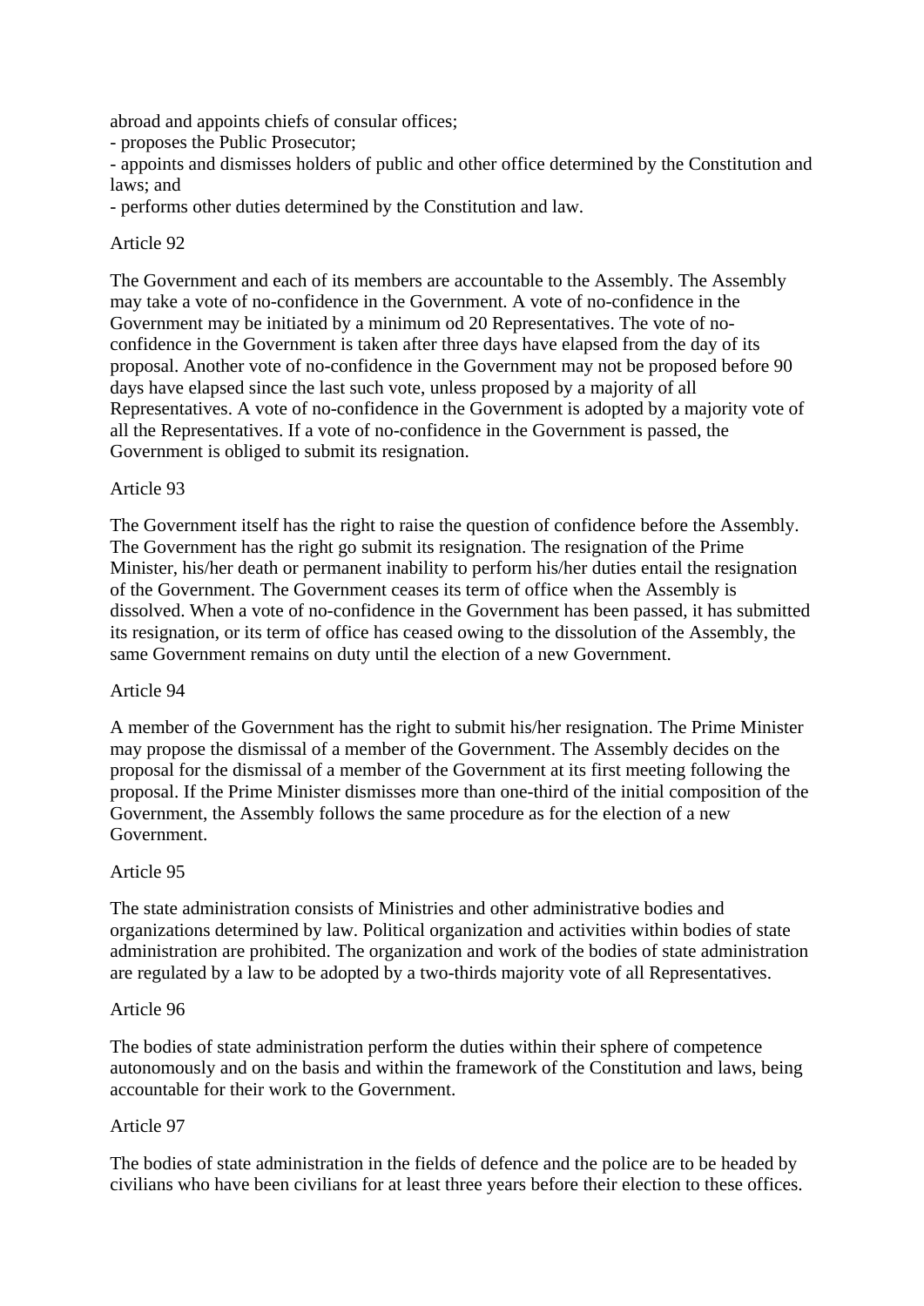abroad and appoints chiefs of consular offices;
- proposes the Public Prosecutor;
- appoints and dismisses holders of public and other office determined by the Constitution and laws; and
- performs other duties determined by the Constitution and law.

Article 92

The Government and each of its members are accountable to the Assembly. The Assembly may take a vote of no-confidence in the Government. A vote of no-confidence in the Government may be initiated by a minimum od 20 Representatives. The vote of no-confidence in the Government is taken after three days have elapsed from the day of its proposal. Another vote of no-confidence in the Government may not be proposed before 90 days have elapsed since the last such vote, unless proposed by a majority of all Representatives. A vote of no-confidence in the Government is adopted by a majority vote of all the Representatives. If a vote of no-confidence in the Government is passed, the Government is obliged to submit its resignation.

Article 93

The Government itself has the right to raise the question of confidence before the Assembly. The Government has the right go submit its resignation. The resignation of the Prime Minister, his/her death or permanent inability to perform his/her duties entail the resignation of the Government. The Government ceases its term of office when the Assembly is dissolved. When a vote of no-confidence in the Government has been passed, it has submitted its resignation, or its term of office has ceased owing to the dissolution of the Assembly, the same Government remains on duty until the election of a new Government.

Article 94

A member of the Government has the right to submit his/her resignation. The Prime Minister may propose the dismissal of a member of the Government. The Assembly decides on the proposal for the dismissal of a member of the Government at its first meeting following the proposal. If the Prime Minister dismisses more than one-third of the initial composition of the Government, the Assembly follows the same procedure as for the election of a new Government.

Article 95

The state administration consists of Ministries and other administrative bodies and organizations determined by law. Political organization and activities within bodies of state administration are prohibited. The organization and work of the bodies of state administration are regulated by a law to be adopted by a two-thirds majority vote of all Representatives.

Article 96

The bodies of state administration perform the duties within their sphere of competence autonomously and on the basis and within the framework of the Constitution and laws, being accountable for their work to the Government.

Article 97

The bodies of state administration in the fields of defence and the police are to be headed by civilians who have been civilians for at least three years before their election to these offices.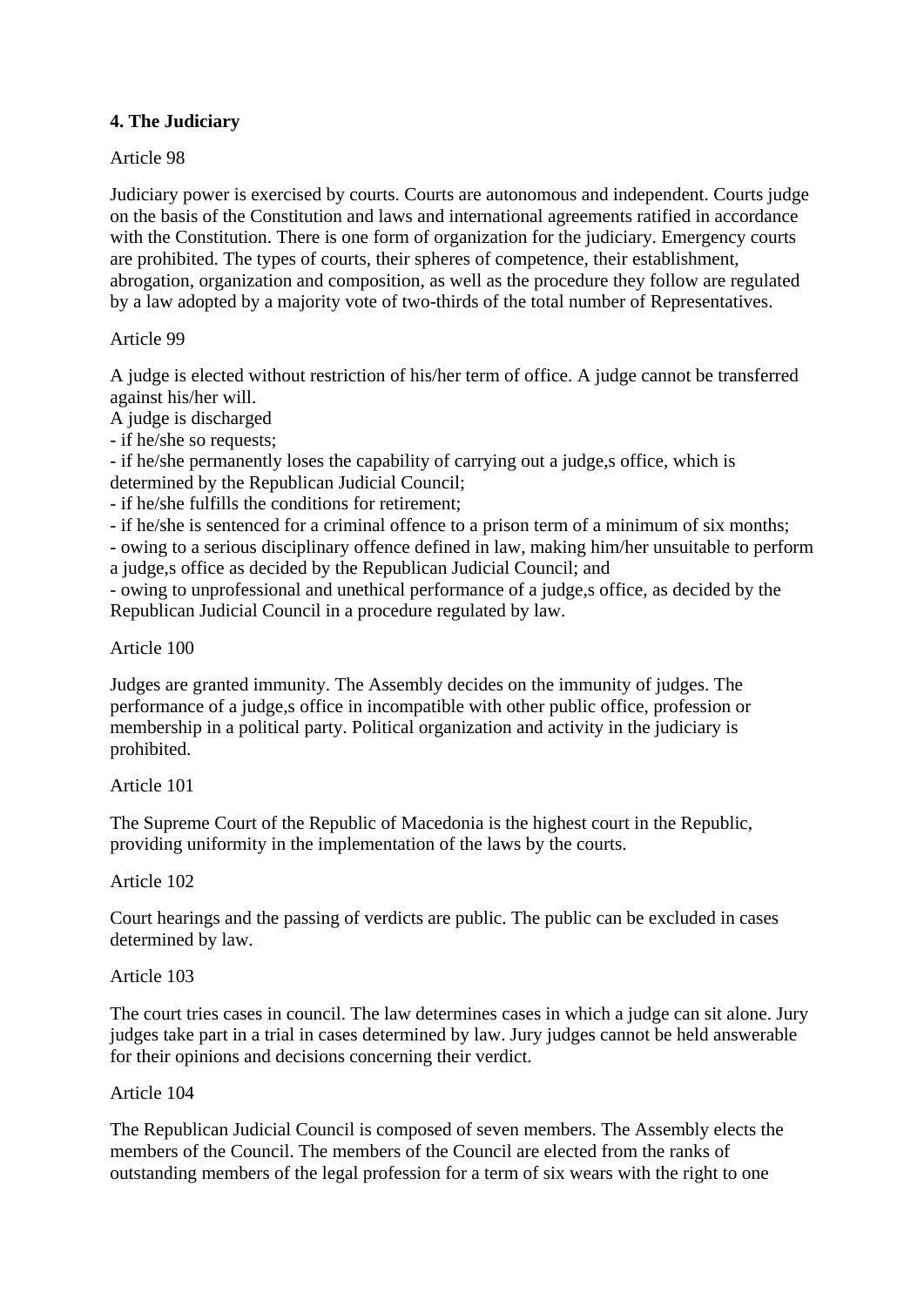**4. The Judiciary**

Article 98

Judiciary power is exercised by courts. Courts are autonomous and independent. Courts judge on the basis of the Constitution and laws and international agreements ratified in accordance with the Constitution. There is one form of organization for the judiciary. Emergency courts are prohibited. The types of courts, their spheres of competence, their establishment, abrogation, organization and composition, as well as the procedure they follow are regulated by a law adopted by a majority vote of two-thirds of the total number of Representatives.

Article 99

A judge is elected without restriction of his/her term of office. A judge cannot be transferred against his/her will.
A judge is discharged
- if he/she so requests;
- if he/she permanently loses the capability of carrying out a judge,s office, which is determined by the Republican Judicial Council;
- if he/she fulfills the conditions for retirement;
- if he/she is sentenced for a criminal offence to a prison term of a minimum of six months;
- owing to a serious disciplinary offence defined in law, making him/her unsuitable to perform a judge,s office as decided by the Republican Judicial Council; and
- owing to unprofessional and unethical performance of a judge,s office, as decided by the Republican Judicial Council in a procedure regulated by law.

Article 100

Judges are granted immunity. The Assembly decides on the immunity of judges. The performance of a judge,s office in incompatible with other public office, profession or membership in a political party. Political organization and activity in the judiciary is prohibited.

Article 101

The Supreme Court of the Republic of Macedonia is the highest court in the Republic, providing uniformity in the implementation of the laws by the courts.

Article 102

Court hearings and the passing of verdicts are public. The public can be excluded in cases determined by law.

Article 103

The court tries cases in council. The law determines cases in which a judge can sit alone. Jury judges take part in a trial in cases determined by law. Jury judges cannot be held answerable for their opinions and decisions concerning their verdict.

Article 104

The Republican Judicial Council is composed of seven members. The Assembly elects the members of the Council. The members of the Council are elected from the ranks of outstanding members of the legal profession for a term of six wears with the right to one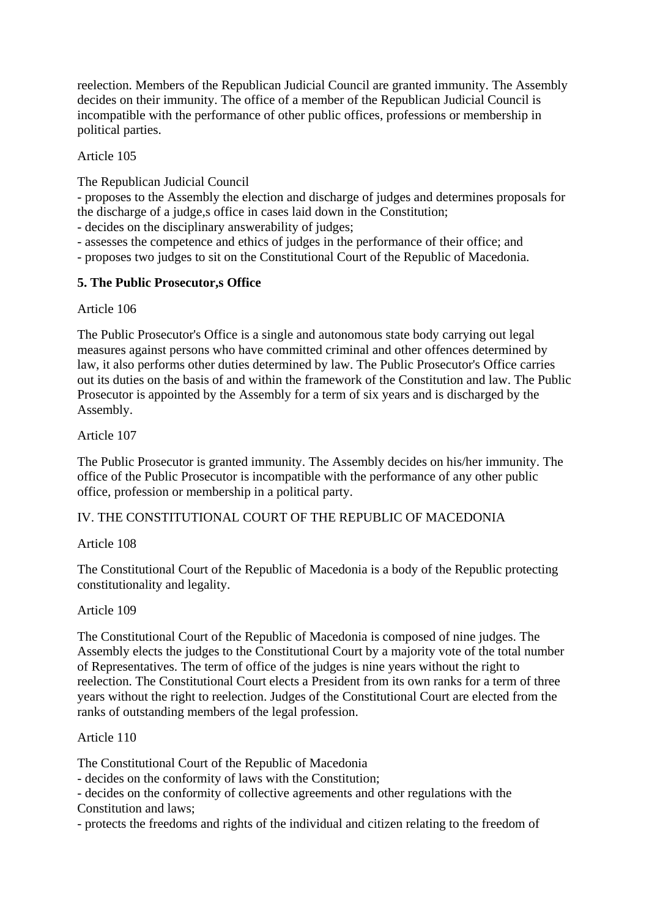reelection. Members of the Republican Judicial Council are granted immunity. The Assembly decides on their immunity. The office of a member of the Republican Judicial Council is incompatible with the performance of other public offices, professions or membership in political parties.

Article 105

The Republican Judicial Council
- proposes to the Assembly the election and discharge of judges and determines proposals for the discharge of a judge,s office in cases laid down in the Constitution;
- decides on the disciplinary answerability of judges;
- assesses the competence and ethics of judges in the performance of their office; and
- proposes two judges to sit on the Constitutional Court of the Republic of Macedonia.

**5. The Public Prosecutor,s Office**

Article 106

The Public Prosecutor's Office is a single and autonomous state body carrying out legal measures against persons who have committed criminal and other offences determined by law, it also performs other duties determined by law. The Public Prosecutor's Office carries out its duties on the basis of and within the framework of the Constitution and law. The Public Prosecutor is appointed by the Assembly for a term of six years and is discharged by the Assembly.

Article 107

The Public Prosecutor is granted immunity. The Assembly decides on his/her immunity. The office of the Public Prosecutor is incompatible with the performance of any other public office, profession or membership in a political party.

IV. THE CONSTITUTIONAL COURT OF THE REPUBLIC OF MACEDONIA

Article 108

The Constitutional Court of the Republic of Macedonia is a body of the Republic protecting constitutionality and legality.

Article 109

The Constitutional Court of the Republic of Macedonia is composed of nine judges. The Assembly elects the judges to the Constitutional Court by a majority vote of the total number of Representatives. The term of office of the judges is nine years without the right to reelection. The Constitutional Court elects a President from its own ranks for a term of three years without the right to reelection. Judges of the Constitutional Court are elected from the ranks of outstanding members of the legal profession.

Article 110

The Constitutional Court of the Republic of Macedonia
- decides on the conformity of laws with the Constitution;
- decides on the conformity of collective agreements and other regulations with the Constitution and laws;
- protects the freedoms and rights of the individual and citizen relating to the freedom of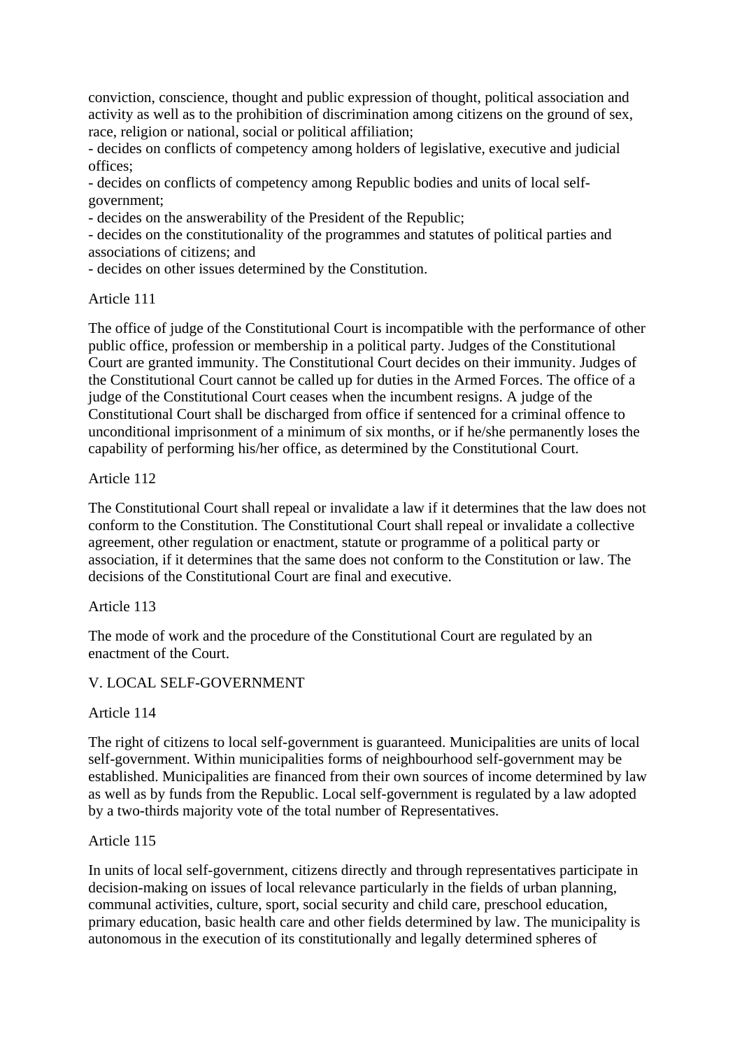conviction, conscience, thought and public expression of thought, political association and activity as well as to the prohibition of discrimination among citizens on the ground of sex, race, religion or national, social or political affiliation;

- decides on conflicts of competency among holders of legislative, executive and judicial offices;
- decides on conflicts of competency among Republic bodies and units of local self-government;
- decides on the answerability of the President of the Republic;
- decides on the constitutionality of the programmes and statutes of political parties and associations of citizens; and
- decides on other issues determined by the Constitution.

Article 111

The office of judge of the Constitutional Court is incompatible with the performance of other public office, profession or membership in a political party. Judges of the Constitutional Court are granted immunity. The Constitutional Court decides on their immunity. Judges of the Constitutional Court cannot be called up for duties in the Armed Forces. The office of a judge of the Constitutional Court ceases when the incumbent resigns. A judge of the Constitutional Court shall be discharged from office if sentenced for a criminal offence to unconditional imprisonment of a minimum of six months, or if he/she permanently loses the capability of performing his/her office, as determined by the Constitutional Court.

Article 112

The Constitutional Court shall repeal or invalidate a law if it determines that the law does not conform to the Constitution. The Constitutional Court shall repeal or invalidate a collective agreement, other regulation or enactment, statute or programme of a political party or association, if it determines that the same does not conform to the Constitution or law. The decisions of the Constitutional Court are final and executive.

Article 113

The mode of work and the procedure of the Constitutional Court are regulated by an enactment of the Court.

## V. LOCAL SELF-GOVERNMENT

Article 114

The right of citizens to local self-government is guaranteed. Municipalities are units of local self-government. Within municipalities forms of neighbourhood self-government may be established. Municipalities are financed from their own sources of income determined by law as well as by funds from the Republic. Local self-government is regulated by a law adopted by a two-thirds majority vote of the total number of Representatives.

Article 115

In units of local self-government, citizens directly and through representatives participate in decision-making on issues of local relevance particularly in the fields of urban planning, communal activities, culture, sport, social security and child care, preschool education, primary education, basic health care and other fields determined by law. The municipality is autonomous in the execution of its constitutionally and legally determined spheres of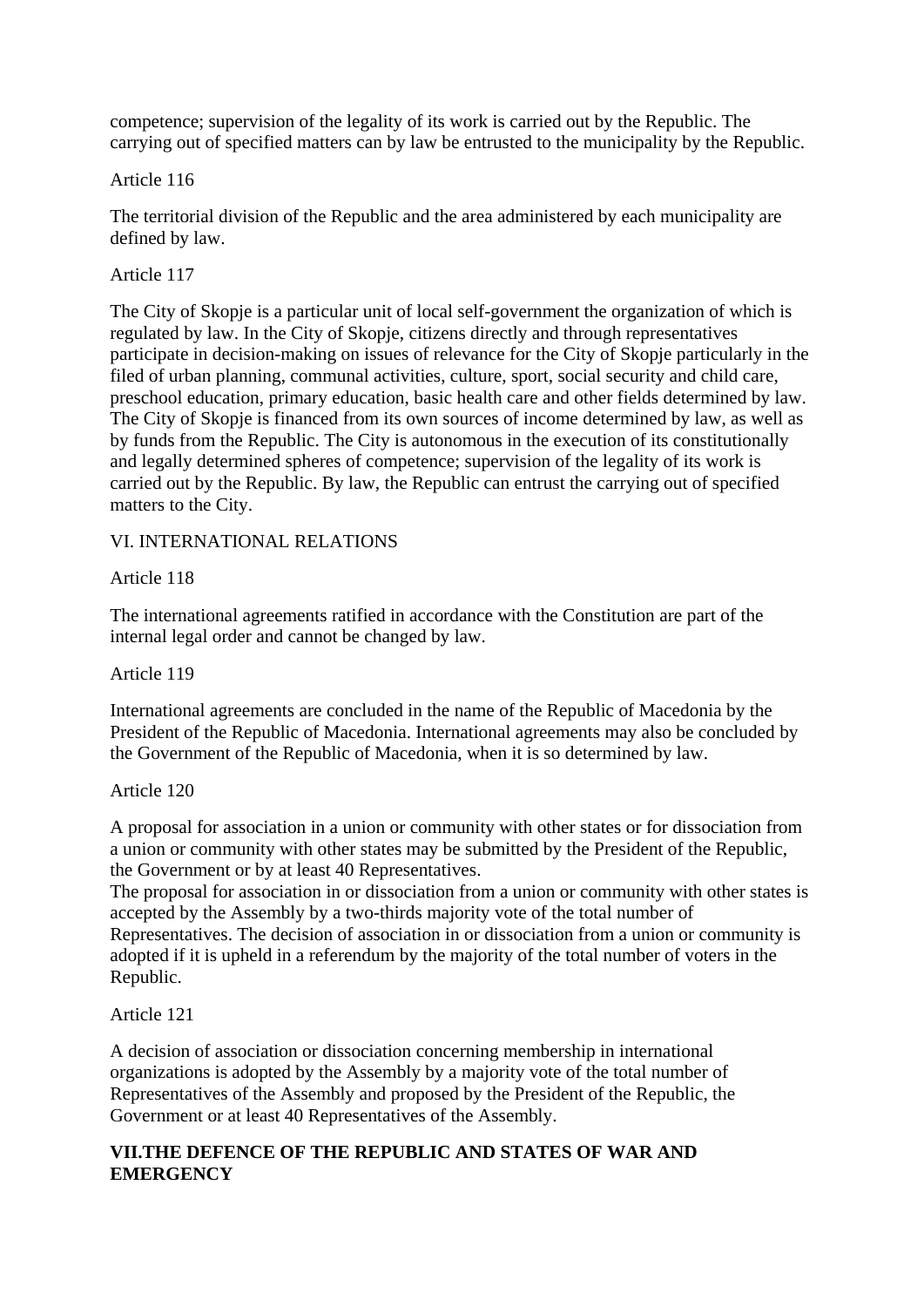competence; supervision of the legality of its work is carried out by the Republic. The carrying out of specified matters can by law be entrusted to the municipality by the Republic.

Article 116

The territorial division of the Republic and the area administered by each municipality are defined by law.

Article 117

The City of Skopje is a particular unit of local self-government the organization of which is regulated by law. In the City of Skopje, citizens directly and through representatives participate in decision-making on issues of relevance for the City of Skopje particularly in the filed of urban planning, communal activities, culture, sport, social security and child care, preschool education, primary education, basic health care and other fields determined by law. The City of Skopje is financed from its own sources of income determined by law, as well as by funds from the Republic. The City is autonomous in the execution of its constitutionally and legally determined spheres of competence; supervision of the legality of its work is carried out by the Republic. By law, the Republic can entrust the carrying out of specified matters to the City.

VI. INTERNATIONAL RELATIONS

Article 118

The international agreements ratified in accordance with the Constitution are part of the internal legal order and cannot be changed by law.

Article 119

International agreements are concluded in the name of the Republic of Macedonia by the President of the Republic of Macedonia. International agreements may also be concluded by the Government of the Republic of Macedonia, when it is so determined by law.

Article 120

A proposal for association in a union or community with other states or for dissociation from a union or community with other states may be submitted by the President of the Republic, the Government or by at least 40 Representatives.
The proposal for association in or dissociation from a union or community with other states is accepted by the Assembly by a two-thirds majority vote of the total number of Representatives. The decision of association in or dissociation from a union or community is adopted if it is upheld in a referendum by the majority of the total number of voters in the Republic.

Article 121

A decision of association or dissociation concerning membership in international organizations is adopted by the Assembly by a majority vote of the total number of Representatives of the Assembly and proposed by the President of the Republic, the Government or at least 40 Representatives of the Assembly.

## VII.THE DEFENCE OF THE REPUBLIC AND STATES OF WAR AND EMERGENCY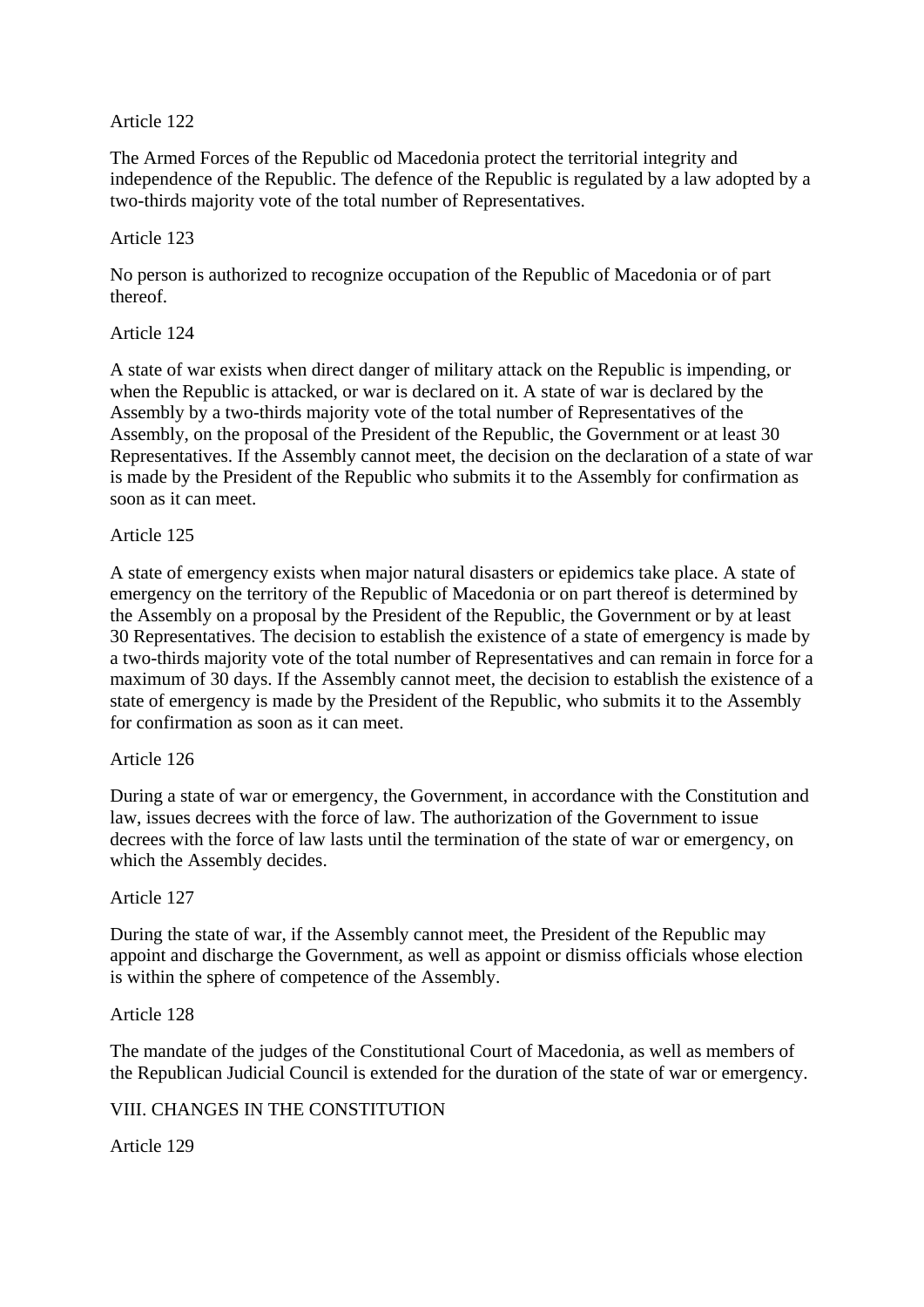Article 122

The Armed Forces of the Republic od Macedonia protect the territorial integrity and independence of the Republic. The defence of the Republic is regulated by a law adopted by a two-thirds majority vote of the total number of Representatives.

Article 123

No person is authorized to recognize occupation of the Republic of Macedonia or of part thereof.

Article 124

A state of war exists when direct danger of military attack on the Republic is impending, or when the Republic is attacked, or war is declared on it. A state of war is declared by the Assembly by a two-thirds majority vote of the total number of Representatives of the Assembly, on the proposal of the President of the Republic, the Government or at least 30 Representatives. If the Assembly cannot meet, the decision on the declaration of a state of war is made by the President of the Republic who submits it to the Assembly for confirmation as soon as it can meet.

Article 125

A state of emergency exists when major natural disasters or epidemics take place. A state of emergency on the territory of the Republic of Macedonia or on part thereof is determined by the Assembly on a proposal by the President of the Republic, the Government or by at least 30 Representatives. The decision to establish the existence of a state of emergency is made by a two-thirds majority vote of the total number of Representatives and can remain in force for a maximum of 30 days. If the Assembly cannot meet, the decision to establish the existence of a state of emergency is made by the President of the Republic, who submits it to the Assembly for confirmation as soon as it can meet.

Article 126

During a state of war or emergency, the Government, in accordance with the Constitution and law, issues decrees with the force of law. The authorization of the Government to issue decrees with the force of law lasts until the termination of the state of war or emergency, on which the Assembly decides.

Article 127

During the state of war, if the Assembly cannot meet, the President of the Republic may appoint and discharge the Government, as well as appoint or dismiss officials whose election is within the sphere of competence of the Assembly.

Article 128

The mandate of the judges of the Constitutional Court of Macedonia, as well as members of the Republican Judicial Council is extended for the duration of the state of war or emergency.

VIII. CHANGES IN THE CONSTITUTION

Article 129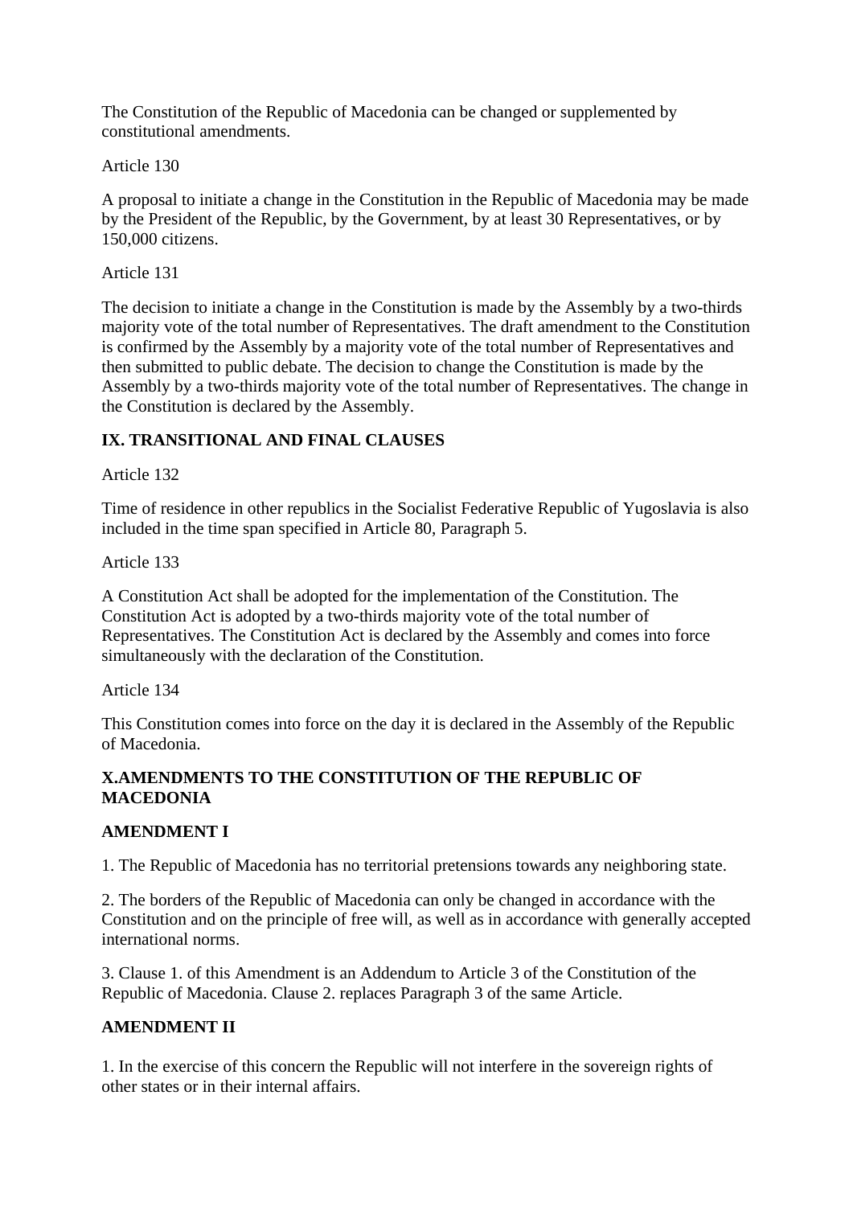The Constitution of the Republic of Macedonia can be changed or supplemented by constitutional amendments.

Article 130

A proposal to initiate a change in the Constitution in the Republic of Macedonia may be made by the President of the Republic, by the Government, by at least 30 Representatives, or by 150,000 citizens.

Article 131

The decision to initiate a change in the Constitution is made by the Assembly by a two-thirds majority vote of the total number of Representatives. The draft amendment to the Constitution is confirmed by the Assembly by a majority vote of the total number of Representatives and then submitted to public debate. The decision to change the Constitution is made by the Assembly by a two-thirds majority vote of the total number of Representatives. The change in the Constitution is declared by the Assembly.

**IX. TRANSITIONAL AND FINAL CLAUSES**

Article 132

Time of residence in other republics in the Socialist Federative Republic of Yugoslavia is also included in the time span specified in Article 80, Paragraph 5.

Article 133

A Constitution Act shall be adopted for the implementation of the Constitution. The Constitution Act is adopted by a two-thirds majority vote of the total number of Representatives. The Constitution Act is declared by the Assembly and comes into force simultaneously with the declaration of the Constitution.

Article 134

This Constitution comes into force on the day it is declared in the Assembly of the Republic of Macedonia.

**X.AMENDMENTS TO THE CONSTITUTION OF THE REPUBLIC OF MACEDONIA**

**AMENDMENT I**

1. The Republic of Macedonia has no territorial pretensions towards any neighboring state.

2. The borders of the Republic of Macedonia can only be changed in accordance with the Constitution and on the principle of free will, as well as in accordance with generally accepted international norms.

3. Clause 1. of this Amendment is an Addendum to Article 3 of the Constitution of the Republic of Macedonia. Clause 2. replaces Paragraph 3 of the same Article.

**AMENDMENT II**

1. In the exercise of this concern the Republic will not interfere in the sovereign rights of other states or in their internal affairs.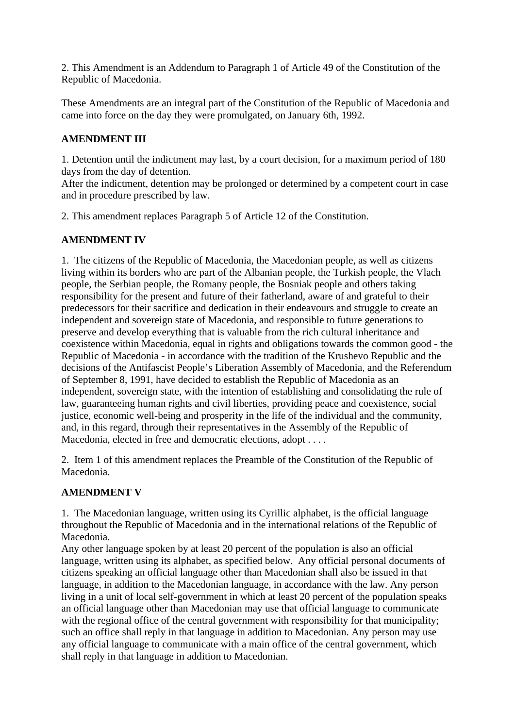2. This Amendment is an Addendum to Paragraph 1 of Article 49 of the Constitution of the Republic of Macedonia.

These Amendments are an integral part of the Constitution of the Republic of Macedonia and came into force on the day they were promulgated, on January 6th, 1992.

**AMENDMENT III**

1. Detention until the indictment may last, by a court decision, for a maximum period of 180 days from the day of detention.
After the indictment, detention may be prolonged or determined by a competent court in case and in procedure prescribed by law.

2. This amendment replaces Paragraph 5 of Article 12 of the Constitution.

**AMENDMENT IV**

1. The citizens of the Republic of Macedonia, the Macedonian people, as well as citizens living within its borders who are part of the Albanian people, the Turkish people, the Vlach people, the Serbian people, the Romany people, the Bosniak people and others taking responsibility for the present and future of their fatherland, aware of and grateful to their predecessors for their sacrifice and dedication in their endeavours and struggle to create an independent and sovereign state of Macedonia, and responsible to future generations to preserve and develop everything that is valuable from the rich cultural inheritance and coexistence within Macedonia, equal in rights and obligations towards the common good - the Republic of Macedonia - in accordance with the tradition of the Krushevo Republic and the decisions of the Antifascist People's Liberation Assembly of Macedonia, and the Referendum of September 8, 1991, have decided to establish the Republic of Macedonia as an independent, sovereign state, with the intention of establishing and consolidating the rule of law, guaranteeing human rights and civil liberties, providing peace and coexistence, social justice, economic well-being and prosperity in the life of the individual and the community, and, in this regard, through their representatives in the Assembly of the Republic of Macedonia, elected in free and democratic elections, adopt . . . .

2. Item 1 of this amendment replaces the Preamble of the Constitution of the Republic of Macedonia.

**AMENDMENT V**

1. The Macedonian language, written using its Cyrillic alphabet, is the official language throughout the Republic of Macedonia and in the international relations of the Republic of Macedonia.
Any other language spoken by at least 20 percent of the population is also an official language, written using its alphabet, as specified below. Any official personal documents of citizens speaking an official language other than Macedonian shall also be issued in that language, in addition to the Macedonian language, in accordance with the law. Any person living in a unit of local self-government in which at least 20 percent of the population speaks an official language other than Macedonian may use that official language to communicate with the regional office of the central government with responsibility for that municipality; such an office shall reply in that language in addition to Macedonian. Any person may use any official language to communicate with a main office of the central government, which shall reply in that language in addition to Macedonian.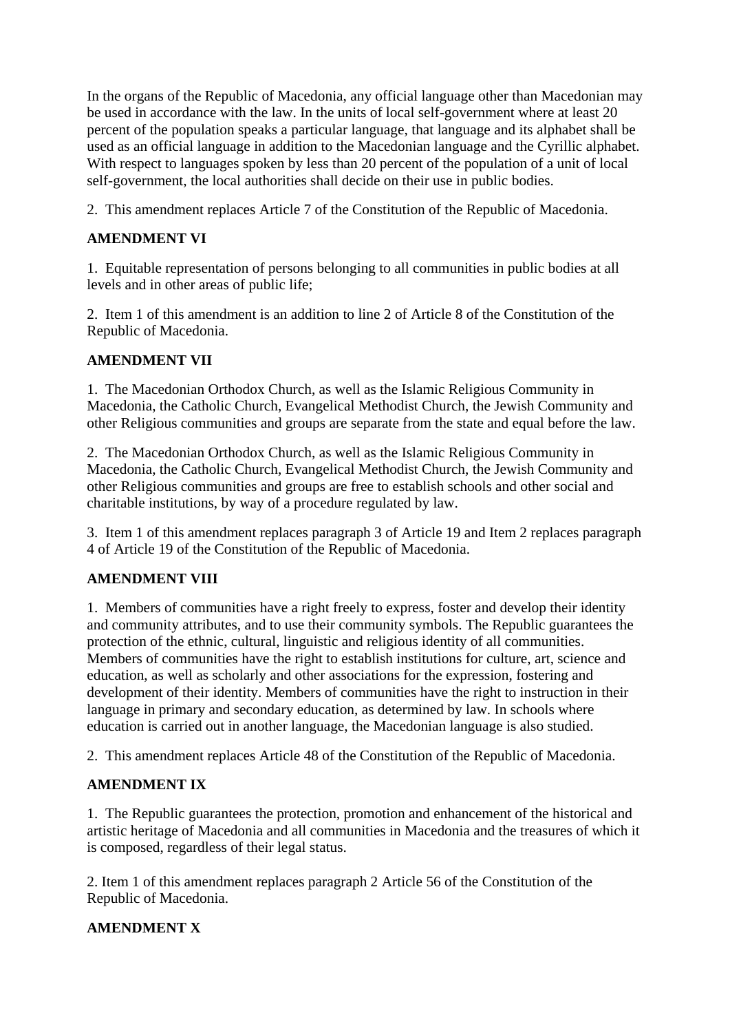In the organs of the Republic of Macedonia, any official language other than Macedonian may be used in accordance with the law. In the units of local self-government where at least 20 percent of the population speaks a particular language, that language and its alphabet shall be used as an official language in addition to the Macedonian language and the Cyrillic alphabet. With respect to languages spoken by less than 20 percent of the population of a unit of local self-government, the local authorities shall decide on their use in public bodies.

2. This amendment replaces Article 7 of the Constitution of the Republic of Macedonia.

**AMENDMENT VI**

1. Equitable representation of persons belonging to all communities in public bodies at all levels and in other areas of public life;

2. Item 1 of this amendment is an addition to line 2 of Article 8 of the Constitution of the Republic of Macedonia.

**AMENDMENT VII**

1. The Macedonian Orthodox Church, as well as the Islamic Religious Community in Macedonia, the Catholic Church, Evangelical Methodist Church, the Jewish Community and other Religious communities and groups are separate from the state and equal before the law.

2. The Macedonian Orthodox Church, as well as the Islamic Religious Community in Macedonia, the Catholic Church, Evangelical Methodist Church, the Jewish Community and other Religious communities and groups are free to establish schools and other social and charitable institutions, by way of a procedure regulated by law.

3. Item 1 of this amendment replaces paragraph 3 of Article 19 and Item 2 replaces paragraph 4 of Article 19 of the Constitution of the Republic of Macedonia.

**AMENDMENT VIII**

1. Members of communities have a right freely to express, foster and develop their identity and community attributes, and to use their community symbols. The Republic guarantees the protection of the ethnic, cultural, linguistic and religious identity of all communities. Members of communities have the right to establish institutions for culture, art, science and education, as well as scholarly and other associations for the expression, fostering and development of their identity. Members of communities have the right to instruction in their language in primary and secondary education, as determined by law. In schools where education is carried out in another language, the Macedonian language is also studied.

2. This amendment replaces Article 48 of the Constitution of the Republic of Macedonia.

**AMENDMENT IX**

1. The Republic guarantees the protection, promotion and enhancement of the historical and artistic heritage of Macedonia and all communities in Macedonia and the treasures of which it is composed, regardless of their legal status.

2. Item 1 of this amendment replaces paragraph 2 Article 56 of the Constitution of the Republic of Macedonia.

**AMENDMENT X**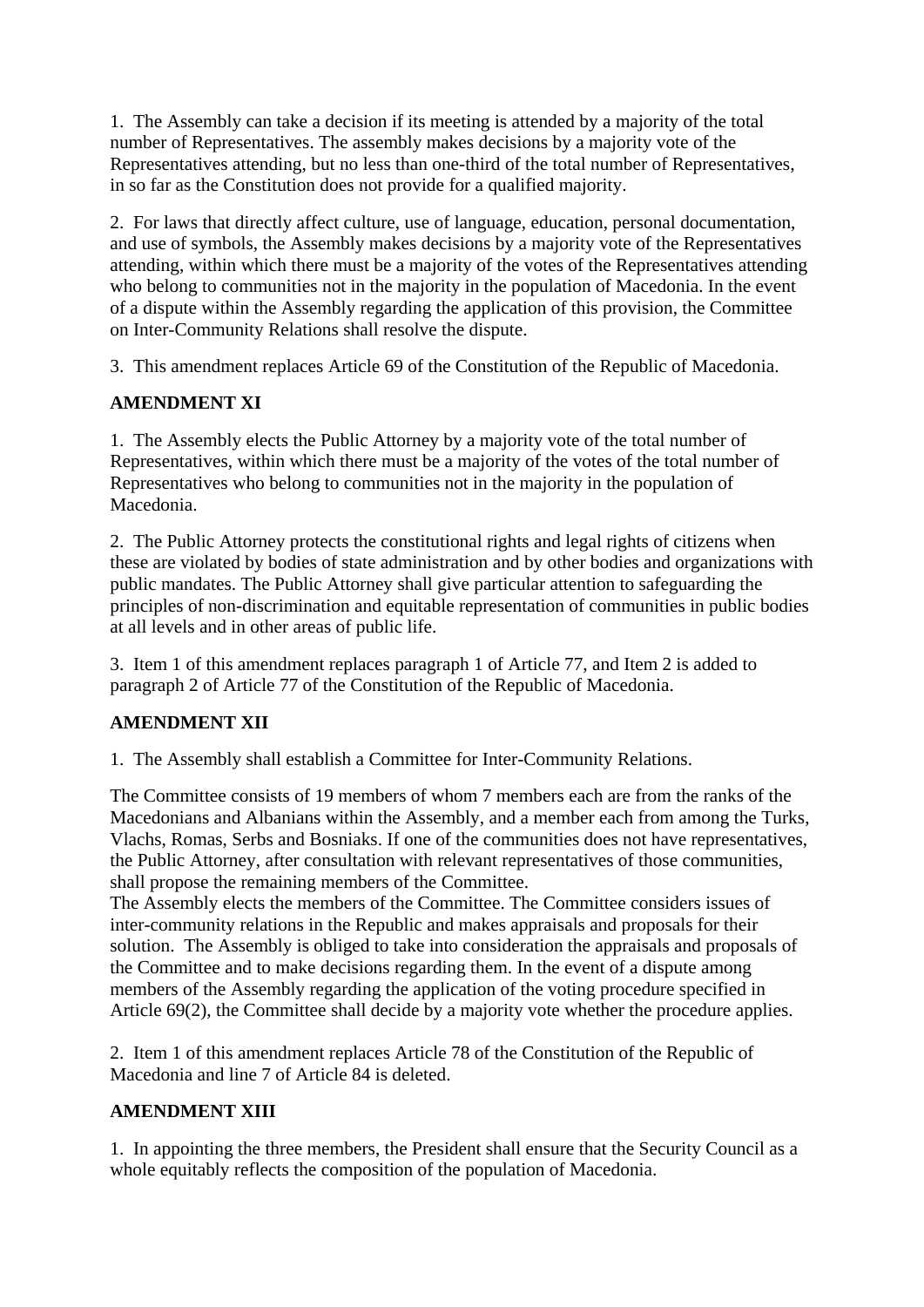1. The Assembly can take a decision if its meeting is attended by a majority of the total number of Representatives. The assembly makes decisions by a majority vote of the Representatives attending, but no less than one-third of the total number of Representatives, in so far as the Constitution does not provide for a qualified majority.

2. For laws that directly affect culture, use of language, education, personal documentation, and use of symbols, the Assembly makes decisions by a majority vote of the Representatives attending, within which there must be a majority of the votes of the Representatives attending who belong to communities not in the majority in the population of Macedonia. In the event of a dispute within the Assembly regarding the application of this provision, the Committee on Inter-Community Relations shall resolve the dispute.

3. This amendment replaces Article 69 of the Constitution of the Republic of Macedonia.

**AMENDMENT XI**

1. The Assembly elects the Public Attorney by a majority vote of the total number of Representatives, within which there must be a majority of the votes of the total number of Representatives who belong to communities not in the majority in the population of Macedonia.

2. The Public Attorney protects the constitutional rights and legal rights of citizens when these are violated by bodies of state administration and by other bodies and organizations with public mandates. The Public Attorney shall give particular attention to safeguarding the principles of non-discrimination and equitable representation of communities in public bodies at all levels and in other areas of public life.

3. Item 1 of this amendment replaces paragraph 1 of Article 77, and Item 2 is added to paragraph 2 of Article 77 of the Constitution of the Republic of Macedonia.

**AMENDMENT XII**

1. The Assembly shall establish a Committee for Inter-Community Relations.

The Committee consists of 19 members of whom 7 members each are from the ranks of the Macedonians and Albanians within the Assembly, and a member each from among the Turks, Vlachs, Romas, Serbs and Bosniaks. If one of the communities does not have representatives, the Public Attorney, after consultation with relevant representatives of those communities, shall propose the remaining members of the Committee.
The Assembly elects the members of the Committee. The Committee considers issues of inter-community relations in the Republic and makes appraisals and proposals for their solution. The Assembly is obliged to take into consideration the appraisals and proposals of the Committee and to make decisions regarding them. In the event of a dispute among members of the Assembly regarding the application of the voting procedure specified in Article 69(2), the Committee shall decide by a majority vote whether the procedure applies.

2. Item 1 of this amendment replaces Article 78 of the Constitution of the Republic of Macedonia and line 7 of Article 84 is deleted.

**AMENDMENT XIII**

1. In appointing the three members, the President shall ensure that the Security Council as a whole equitably reflects the composition of the population of Macedonia.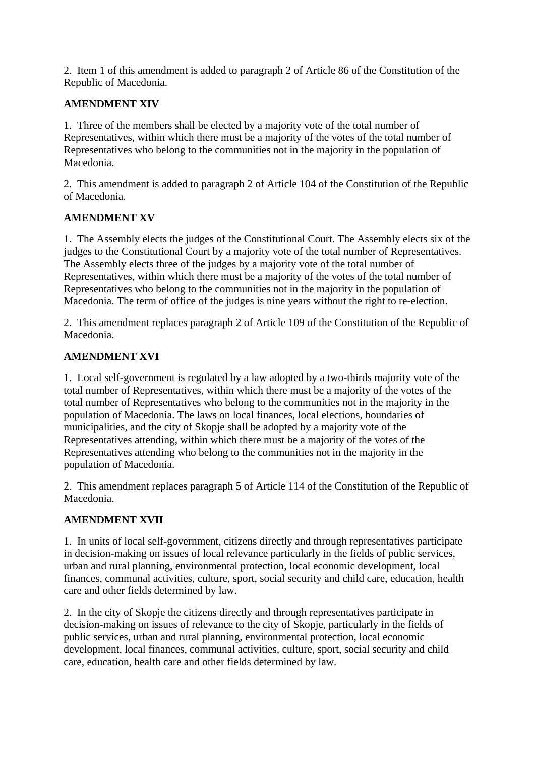2. Item 1 of this amendment is added to paragraph 2 of Article 86 of the Constitution of the Republic of Macedonia.

**AMENDMENT XIV**

1. Three of the members shall be elected by a majority vote of the total number of Representatives, within which there must be a majority of the votes of the total number of Representatives who belong to the communities not in the majority in the population of Macedonia.

2. This amendment is added to paragraph 2 of Article 104 of the Constitution of the Republic of Macedonia.

**AMENDMENT XV**

1. The Assembly elects the judges of the Constitutional Court. The Assembly elects six of the judges to the Constitutional Court by a majority vote of the total number of Representatives. The Assembly elects three of the judges by a majority vote of the total number of Representatives, within which there must be a majority of the votes of the total number of Representatives who belong to the communities not in the majority in the population of Macedonia. The term of office of the judges is nine years without the right to re-election.

2. This amendment replaces paragraph 2 of Article 109 of the Constitution of the Republic of Macedonia.

**AMENDMENT XVI**

1. Local self-government is regulated by a law adopted by a two-thirds majority vote of the total number of Representatives, within which there must be a majority of the votes of the total number of Representatives who belong to the communities not in the majority in the population of Macedonia. The laws on local finances, local elections, boundaries of municipalities, and the city of Skopje shall be adopted by a majority vote of the Representatives attending, within which there must be a majority of the votes of the Representatives attending who belong to the communities not in the majority in the population of Macedonia.

2. This amendment replaces paragraph 5 of Article 114 of the Constitution of the Republic of Macedonia.

**AMENDMENT XVII**

1. In units of local self-government, citizens directly and through representatives participate in decision-making on issues of local relevance particularly in the fields of public services, urban and rural planning, environmental protection, local economic development, local finances, communal activities, culture, sport, social security and child care, education, health care and other fields determined by law.

2. In the city of Skopje the citizens directly and through representatives participate in decision-making on issues of relevance to the city of Skopje, particularly in the fields of public services, urban and rural planning, environmental protection, local economic development, local finances, communal activities, culture, sport, social security and child care, education, health care and other fields determined by law.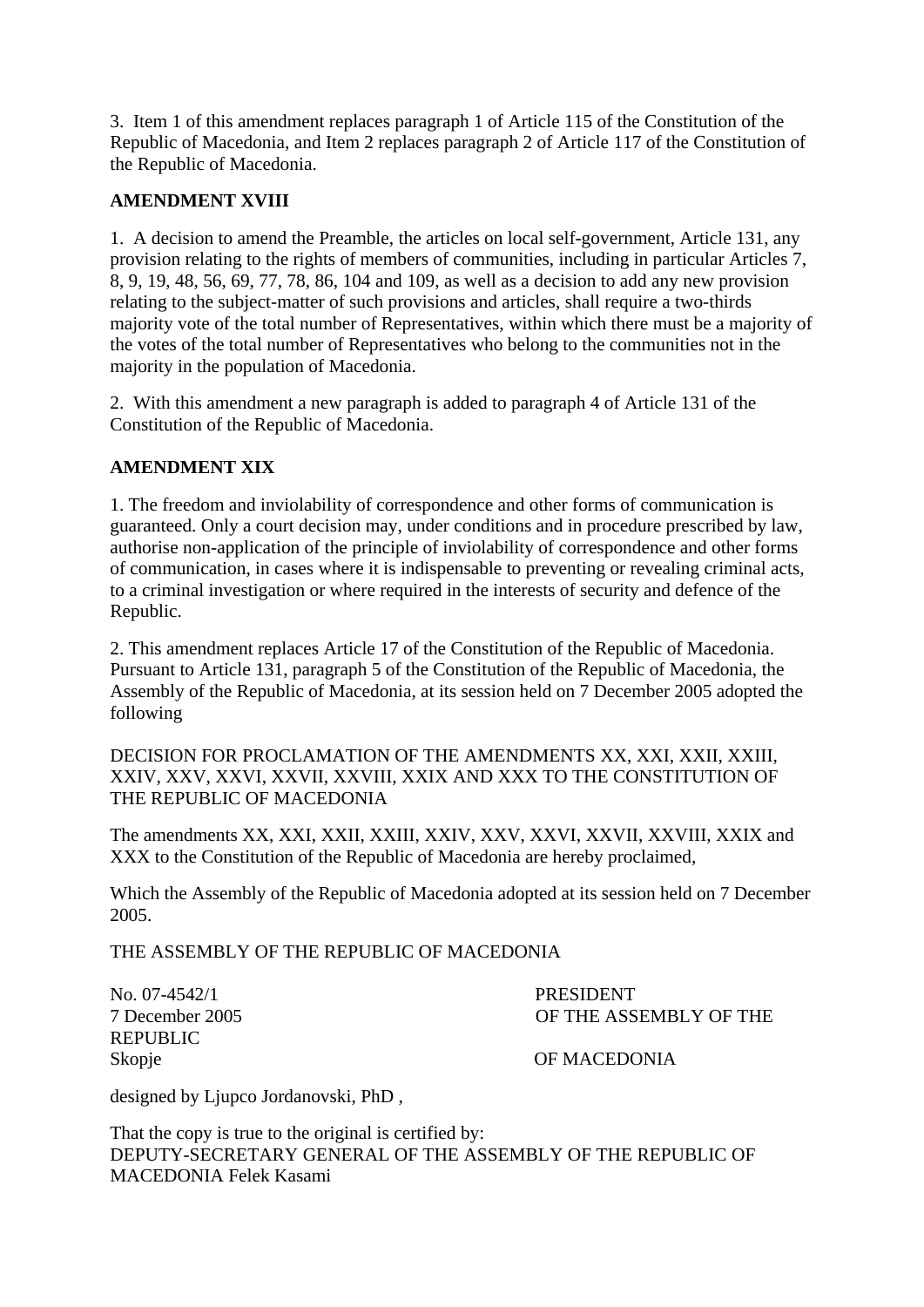3. Item 1 of this amendment replaces paragraph 1 of Article 115 of the Constitution of the Republic of Macedonia, and Item 2 replaces paragraph 2 of Article 117 of the Constitution of the Republic of Macedonia.

**AMENDMENT XVIII**

1. A decision to amend the Preamble, the articles on local self-government, Article 131, any provision relating to the rights of members of communities, including in particular Articles 7, 8, 9, 19, 48, 56, 69, 77, 78, 86, 104 and 109, as well as a decision to add any new provision relating to the subject-matter of such provisions and articles, shall require a two-thirds majority vote of the total number of Representatives, within which there must be a majority of the votes of the total number of Representatives who belong to the communities not in the majority in the population of Macedonia.

2. With this amendment a new paragraph is added to paragraph 4 of Article 131 of the Constitution of the Republic of Macedonia.

**AMENDMENT XIX**

1. The freedom and inviolability of correspondence and other forms of communication is guaranteed. Only a court decision may, under conditions and in procedure prescribed by law, authorise non-application of the principle of inviolability of correspondence and other forms of communication, in cases where it is indispensable to preventing or revealing criminal acts, to a criminal investigation or where required in the interests of security and defence of the Republic.

2. This amendment replaces Article 17 of the Constitution of the Republic of Macedonia. Pursuant to Article 131, paragraph 5 of the Constitution of the Republic of Macedonia, the Assembly of the Republic of Macedonia, at its session held on 7 December 2005 adopted the following

DECISION FOR PROCLAMATION OF THE AMENDMENTS XX, XXI, XXII, XXIII, XXIV, XXV, XXVI, XXVII, XXVIII, XXIX AND XXX TO THE CONSTITUTION OF THE REPUBLIC OF MACEDONIA

The amendments XX, XXI, XXII, XXIII, XXIV, XXV, XXVI, XXVII, XXVIII, XXIX and XXX to the Constitution of the Republic of Macedonia are hereby proclaimed,

Which the Assembly of the Republic of Macedonia adopted at its session held on 7 December 2005.

THE ASSEMBLY OF THE REPUBLIC OF MACEDONIA

No. 07-4542/1
7 December 2005
Skopje

PRESIDENT
OF THE ASSEMBLY OF THE REPUBLIC
OF MACEDONIA

designed by Ljupco Jordanovski, PhD ,

That the copy is true to the original is certified by:
DEPUTY-SECRETARY GENERAL OF THE ASSEMBLY OF THE REPUBLIC OF MACEDONIA Felek Kasami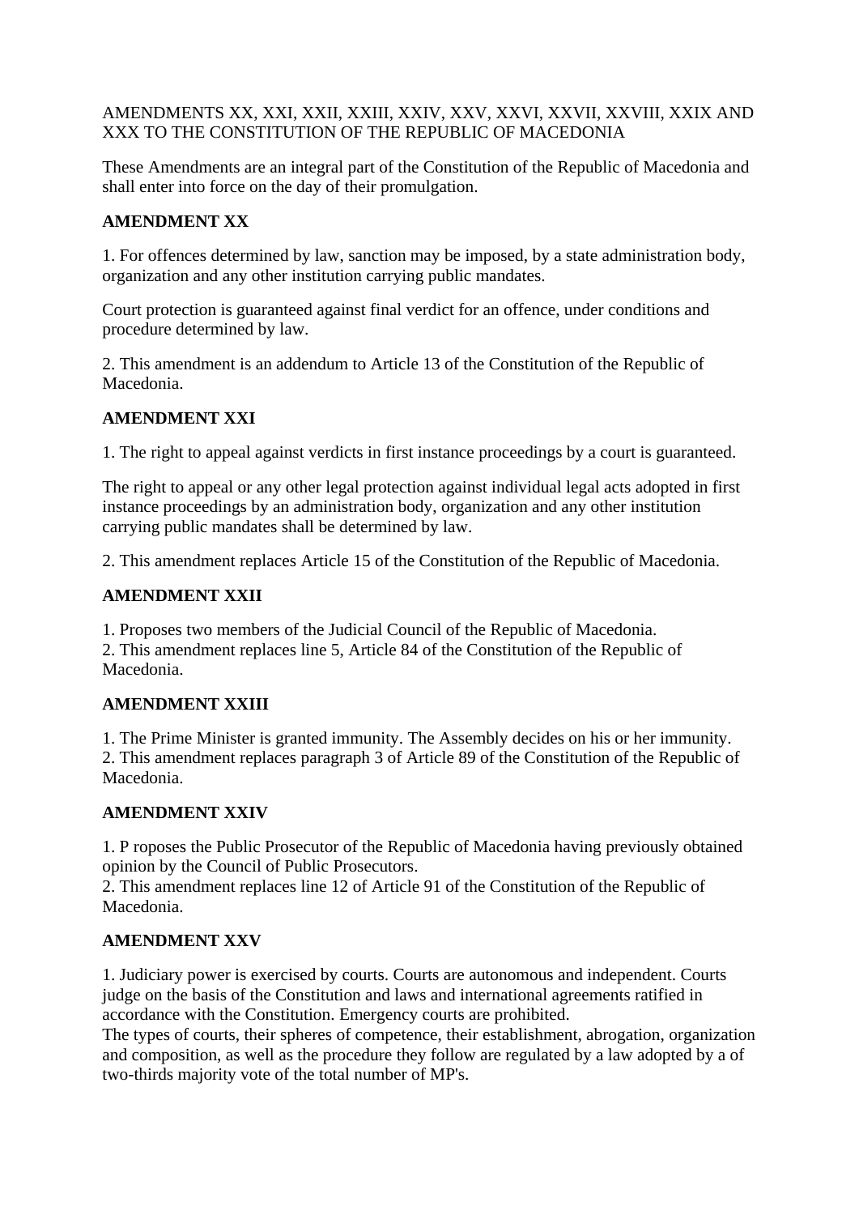AMENDMENTS XX, XXI, XXII, XXIII, XXIV, XXV, XXVI, XXVII, XXVIII, XXIX AND XXX TO THE CONSTITUTION OF THE REPUBLIC OF MACEDONIA

These Amendments are an integral part of the Constitution of the Republic of Macedonia and shall enter into force on the day of their promulgation.

**AMENDMENT XX**

1. For offences determined by law, sanction may be imposed, by a state administration body, organization and any other institution carrying public mandates.

Court protection is guaranteed against final verdict for an offence, under conditions and procedure determined by law.

2. This amendment is an addendum to Article 13 of the Constitution of the Republic of Macedonia.

**AMENDMENT XXI**

1. The right to appeal against verdicts in first instance proceedings by a court is guaranteed.

The right to appeal or any other legal protection against individual legal acts adopted in first instance proceedings by an administration body, organization and any other institution carrying public mandates shall be determined by law.

2. This amendment replaces Article 15 of the Constitution of the Republic of Macedonia.

**AMENDMENT XXII**

1. Proposes two members of the Judicial Council of the Republic of Macedonia.
2. This amendment replaces line 5, Article 84 of the Constitution of the Republic of Macedonia.

**AMENDMENT XXIII**

1. The Prime Minister is granted immunity. The Assembly decides on his or her immunity.
2. This amendment replaces paragraph 3 of Article 89 of the Constitution of the Republic of Macedonia.

**AMENDMENT XXIV**

1. P roposes the Public Prosecutor of the Republic of Macedonia having previously obtained opinion by the Council of Public Prosecutors.
2. This amendment replaces line 12 of Article 91 of the Constitution of the Republic of Macedonia.

**AMENDMENT XXV**

1. Judiciary power is exercised by courts. Courts are autonomous and independent. Courts judge on the basis of the Constitution and laws and international agreements ratified in accordance with the Constitution. Emergency courts are prohibited.
The types of courts, their spheres of competence, their establishment, abrogation, organization and composition, as well as the procedure they follow are regulated by a law adopted by a of two-thirds majority vote of the total number of MP's.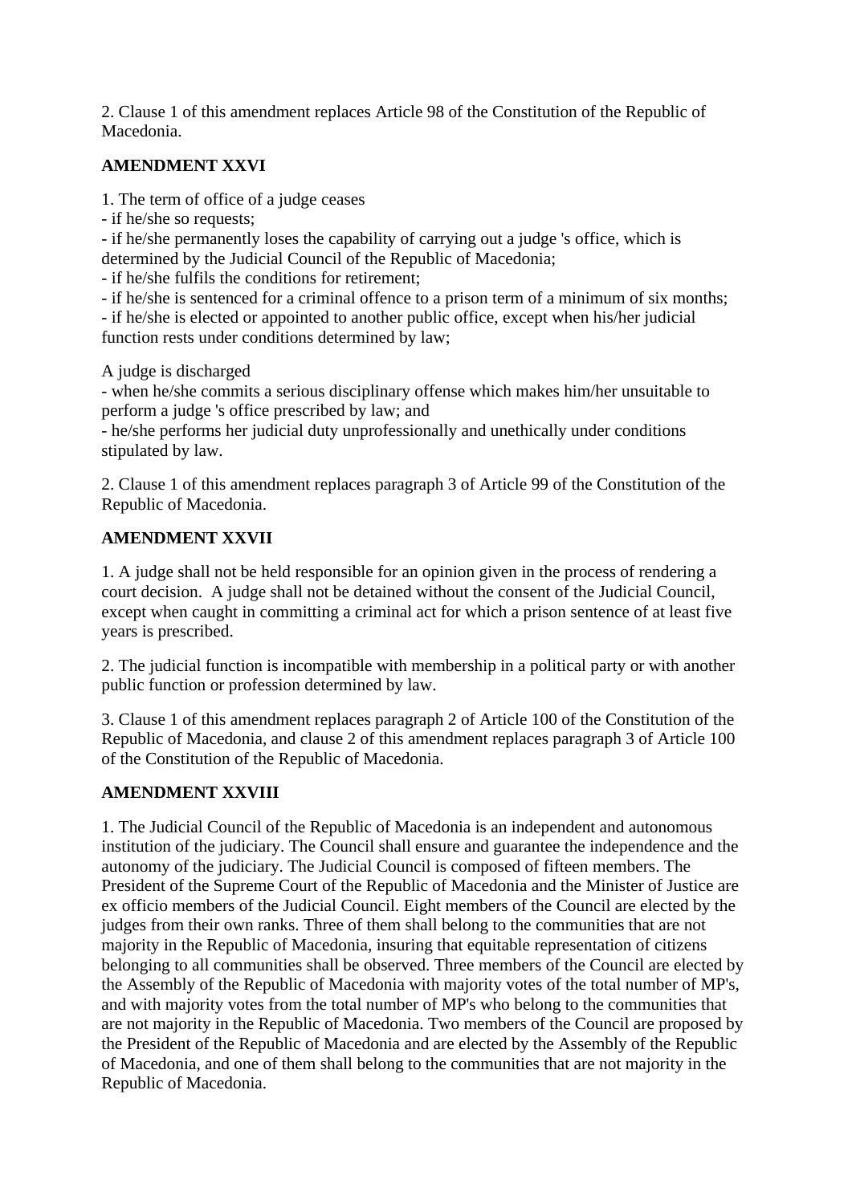2. Clause 1 of this amendment replaces Article 98 of the Constitution of the Republic of Macedonia.

**AMENDMENT XXVI**

1. The term of office of a judge ceases
- if he/she so requests;
- if he/she permanently loses the capability of carrying out a judge 's office, which is determined by the Judicial Council of the Republic of Macedonia;
- if he/she fulfils the conditions for retirement;
- if he/she is sentenced for a criminal offence to a prison term of a minimum of six months;
- if he/she is elected or appointed to another public office, except when his/her judicial function rests under conditions determined by law;

A judge is discharged
- when he/she commits a serious disciplinary offense which makes him/her unsuitable to perform a judge 's office prescribed by law; and
- he/she performs her judicial duty unprofessionally and unethically under conditions stipulated by law.

2. Clause 1 of this amendment replaces paragraph 3 of Article 99 of the Constitution of the Republic of Macedonia.

**AMENDMENT XXVII**

1. A judge shall not be held responsible for an opinion given in the process of rendering a court decision. A judge shall not be detained without the consent of the Judicial Council, except when caught in committing a criminal act for which a prison sentence of at least five years is prescribed.

2. The judicial function is incompatible with membership in a political party or with another public function or profession determined by law.

3. Clause 1 of this amendment replaces paragraph 2 of Article 100 of the Constitution of the Republic of Macedonia, and clause 2 of this amendment replaces paragraph 3 of Article 100 of the Constitution of the Republic of Macedonia.

**AMENDMENT XXVIII**

1. The Judicial Council of the Republic of Macedonia is an independent and autonomous institution of the judiciary. The Council shall ensure and guarantee the independence and the autonomy of the judiciary. The Judicial Council is composed of fifteen members. The President of the Supreme Court of the Republic of Macedonia and the Minister of Justice are ex officio members of the Judicial Council. Eight members of the Council are elected by the judges from their own ranks. Three of them shall belong to the communities that are not majority in the Republic of Macedonia, insuring that equitable representation of citizens belonging to all communities shall be observed. Three members of the Council are elected by the Assembly of the Republic of Macedonia with majority votes of the total number of MP's, and with majority votes from the total number of MP's who belong to the communities that are not majority in the Republic of Macedonia. Two members of the Council are proposed by the President of the Republic of Macedonia and are elected by the Assembly of the Republic of Macedonia, and one of them shall belong to the communities that are not majority in the Republic of Macedonia.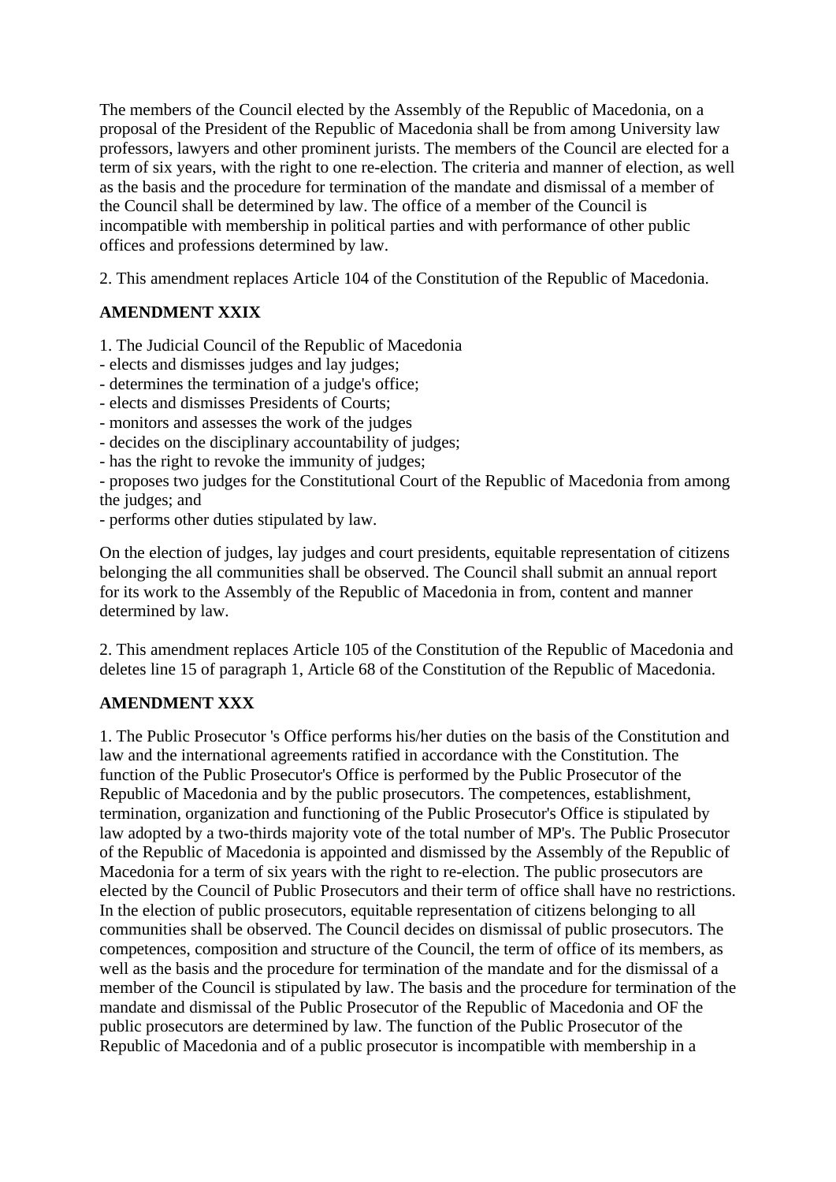The members of the Council elected by the Assembly of the Republic of Macedonia, on a proposal of the President of the Republic of Macedonia shall be from among University law professors, lawyers and other prominent jurists. The members of the Council are elected for a term of six years, with the right to one re-election. The criteria and manner of election, as well as the basis and the procedure for termination of the mandate and dismissal of a member of the Council shall be determined by law. The office of a member of the Council is incompatible with membership in political parties and with performance of other public offices and professions determined by law.

2. This amendment replaces Article 104 of the Constitution of the Republic of Macedonia.

**AMENDMENT XXIX**

1. The Judicial Council of the Republic of Macedonia
- elects and dismisses judges and lay judges;
- determines the termination of a judge's office;
- elects and dismisses Presidents of Courts;
- monitors and assesses the work of the judges
- decides on the disciplinary accountability of judges;
- has the right to revoke the immunity of judges;
- proposes two judges for the Constitutional Court of the Republic of Macedonia from among the judges; and
- performs other duties stipulated by law.

On the election of judges, lay judges and court presidents, equitable representation of citizens belonging the all communities shall be observed. The Council shall submit an annual report for its work to the Assembly of the Republic of Macedonia in from, content and manner determined by law.

2. This amendment replaces Article 105 of the Constitution of the Republic of Macedonia and deletes line 15 of paragraph 1, Article 68 of the Constitution of the Republic of Macedonia.

**AMENDMENT XXX**

1. The Public Prosecutor 's Office performs his/her duties on the basis of the Constitution and law and the international agreements ratified in accordance with the Constitution. The function of the Public Prosecutor's Office is performed by the Public Prosecutor of the Republic of Macedonia and by the public prosecutors. The competences, establishment, termination, organization and functioning of the Public Prosecutor's Office is stipulated by law adopted by a two-thirds majority vote of the total number of MP's. The Public Prosecutor of the Republic of Macedonia is appointed and dismissed by the Assembly of the Republic of Macedonia for a term of six years with the right to re-election. The public prosecutors are elected by the Council of Public Prosecutors and their term of office shall have no restrictions. In the election of public prosecutors, equitable representation of citizens belonging to all communities shall be observed. The Council decides on dismissal of public prosecutors. The competences, composition and structure of the Council, the term of office of its members, as well as the basis and the procedure for termination of the mandate and for the dismissal of a member of the Council is stipulated by law. The basis and the procedure for termination of the mandate and dismissal of the Public Prosecutor of the Republic of Macedonia and OF the public prosecutors are determined by law. The function of the Public Prosecutor of the Republic of Macedonia and of a public prosecutor is incompatible with membership in a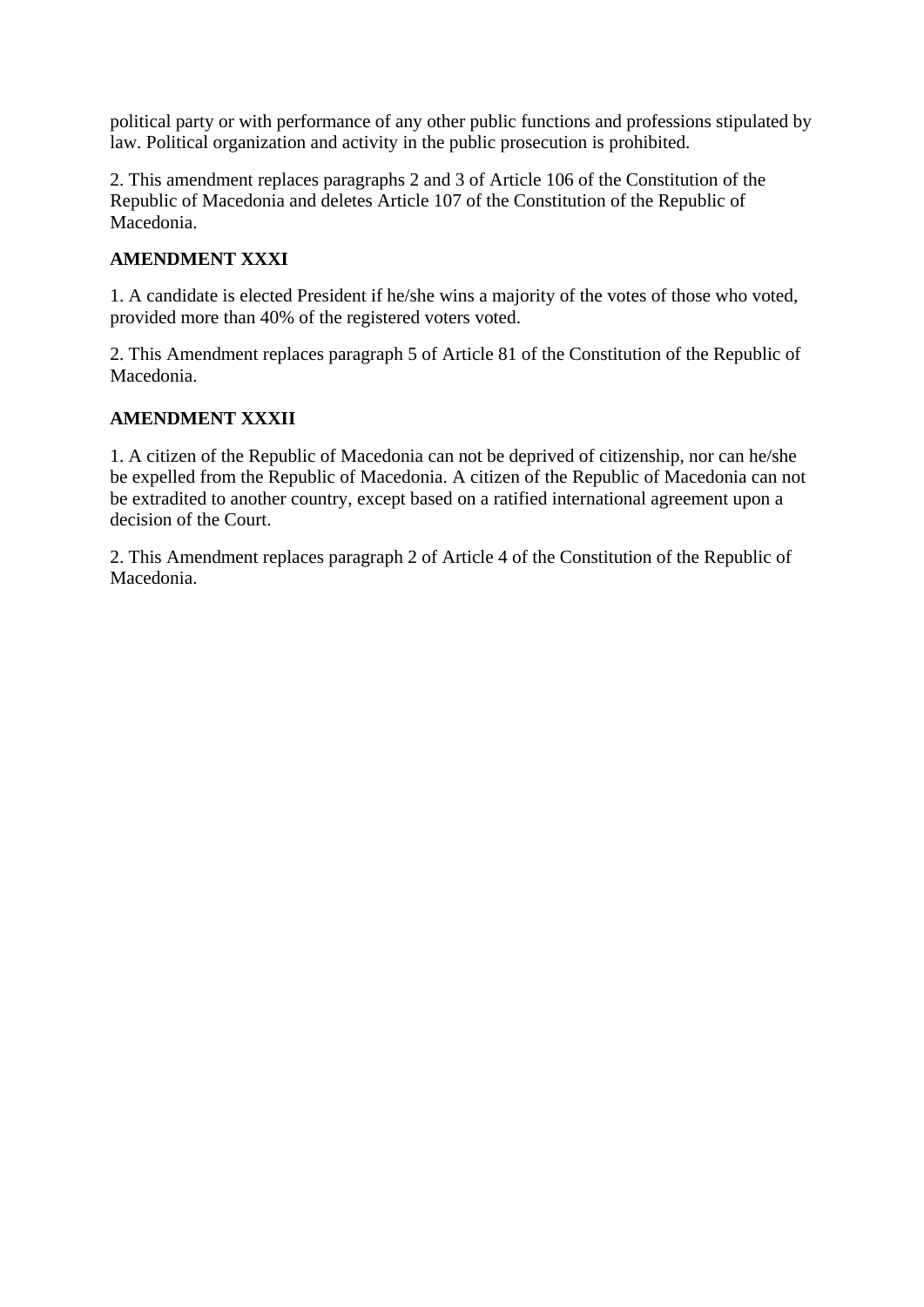political party or with performance of any other public functions and professions stipulated by law. Political organization and activity in the public prosecution is prohibited.

2. This amendment replaces paragraphs 2 and 3 of Article 106 of the Constitution of the Republic of Macedonia and deletes Article 107 of the Constitution of the Republic of Macedonia.

**AMENDMENT XXXI**

1. A candidate is elected President if he/she wins a majority of the votes of those who voted, provided more than 40% of the registered voters voted.

2. This Amendment replaces paragraph 5 of Article 81 of the Constitution of the Republic of Macedonia.

**AMENDMENT XXXII**

1. A citizen of the Republic of Macedonia can not be deprived of citizenship, nor can he/she be expelled from the Republic of Macedonia. A citizen of the Republic of Macedonia can not be extradited to another country, except based on a ratified international agreement upon a decision of the Court.

2. This Amendment replaces paragraph 2 of Article 4 of the Constitution of the Republic of Macedonia.